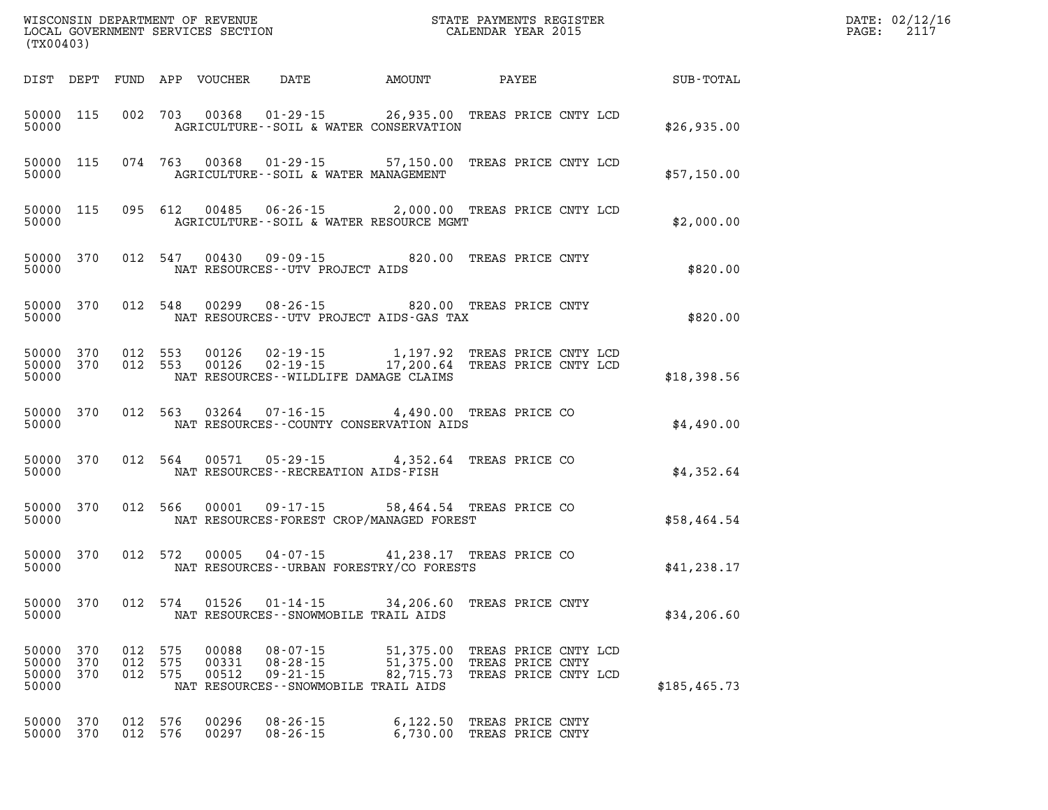WISCONSIN DEPARTMENT OF REVENUE
LOCAL GOVERNMENT SERVICES SECTION
(TX00403)

STATE PAYMENTS REGISTER
CALENDAR YEAR 2015

DATE: 02/12/16
PAGE: 2117

| DIST | DEPT | FUND | APP | VOUCHER | DATE | AMOUNT | PAYEE | SUB-TOTAL |
|---|---|---|---|---|---|---|---|---|
| 50000 | 115 | 002 | 703 | 00368 | 01-29-15 | 26,935.00 | TREAS PRICE CNTY LCD | |
| 50000 | | | | | AGRICULTURE--SOIL & WATER CONSERVATION | | | $26,935.00 |
| 50000 | 115 | 074 | 763 | 00368 | 01-29-15 | 57,150.00 | TREAS PRICE CNTY LCD | |
| 50000 | | | | | AGRICULTURE--SOIL & WATER MANAGEMENT | | | $57,150.00 |
| 50000 | 115 | 095 | 612 | 00485 | 06-26-15 | 2,000.00 | TREAS PRICE CNTY LCD | |
| 50000 | | | | | AGRICULTURE--SOIL & WATER RESOURCE MGMT | | | $2,000.00 |
| 50000 | 370 | 012 | 547 | 00430 | 09-09-15 | 820.00 | TREAS PRICE CNTY | |
| 50000 | | | | | NAT RESOURCES--UTV PROJECT AIDS | | | $820.00 |
| 50000 | 370 | 012 | 548 | 00299 | 08-26-15 | 820.00 | TREAS PRICE CNTY | |
| 50000 | | | | | NAT RESOURCES--UTV PROJECT AIDS-GAS TAX | | | $820.00 |
| 50000 | 370 | 012 | 553 | 00126 | 02-19-15 | 1,197.92 | TREAS PRICE CNTY LCD | |
| 50000 | 370 | 012 | 553 | 00126 | 02-19-15 | 17,200.64 | TREAS PRICE CNTY LCD | |
| 50000 | | | | | NAT RESOURCES--WILDLIFE DAMAGE CLAIMS | | | $18,398.56 |
| 50000 | 370 | 012 | 563 | 03264 | 07-16-15 | 4,490.00 | TREAS PRICE CO | |
| 50000 | | | | | NAT RESOURCES--COUNTY CONSERVATION AIDS | | | $4,490.00 |
| 50000 | 370 | 012 | 564 | 00571 | 05-29-15 | 4,352.64 | TREAS PRICE CO | |
| 50000 | | | | | NAT RESOURCES--RECREATION AIDS-FISH | | | $4,352.64 |
| 50000 | 370 | 012 | 566 | 00001 | 09-17-15 | 58,464.54 | TREAS PRICE CO | |
| 50000 | | | | | NAT RESOURCES-FOREST CROP/MANAGED FOREST | | | $58,464.54 |
| 50000 | 370 | 012 | 572 | 00005 | 04-07-15 | 41,238.17 | TREAS PRICE CO | |
| 50000 | | | | | NAT RESOURCES--URBAN FORESTRY/CO FORESTS | | | $41,238.17 |
| 50000 | 370 | 012 | 574 | 01526 | 01-14-15 | 34,206.60 | TREAS PRICE CNTY | |
| 50000 | | | | | NAT RESOURCES--SNOWMOBILE TRAIL AIDS | | | $34,206.60 |
| 50000 | 370 | 012 | 575 | 00088 | 08-07-15 | 51,375.00 | TREAS PRICE CNTY LCD | |
| 50000 | 370 | 012 | 575 | 00331 | 08-28-15 | 51,375.00 | TREAS PRICE CNTY | |
| 50000 | 370 | 012 | 575 | 00512 | 09-21-15 | 82,715.73 | TREAS PRICE CNTY LCD | |
| 50000 | | | | | NAT RESOURCES--SNOWMOBILE TRAIL AIDS | | | $185,465.73 |
| 50000 | 370 | 012 | 576 | 00296 | 08-26-15 | 6,122.50 | TREAS PRICE CNTY | |
| 50000 | 370 | 012 | 576 | 00297 | 08-26-15 | 6,730.00 | TREAS PRICE CNTY | |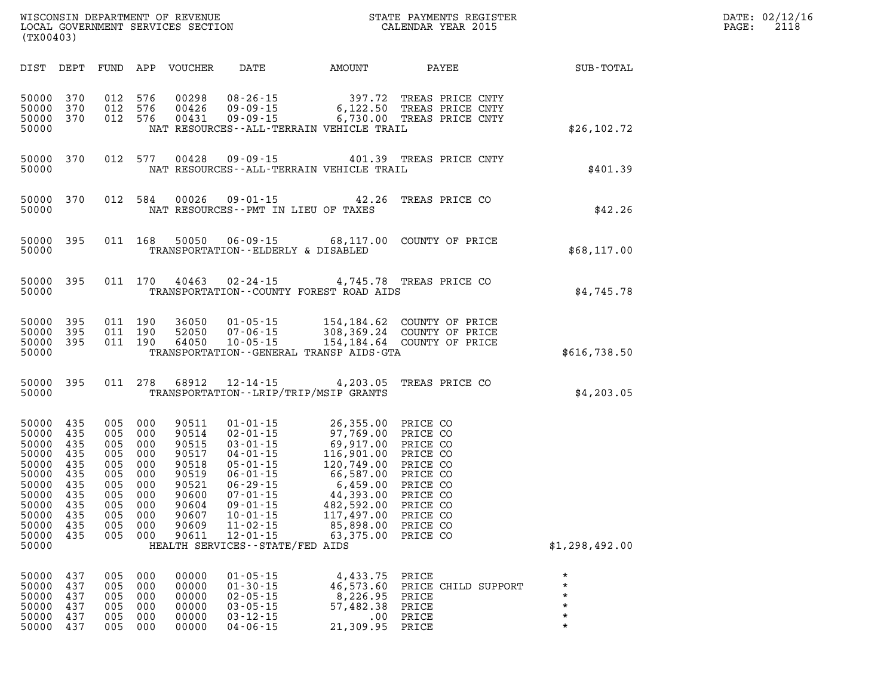| DIST | DEPT | FUND | APP | VOUCHER | DATE | AMOUNT | PAYEE | SUB-TOTAL |
|---|---|---|---|---|---|---|---|---|
| 50000 | 370 | 012 | 576 | 00298 | 08-26-15 | 397.72 | TREAS PRICE CNTY | |
| 50000 | 370 | 012 | 576 | 00426 | 09-09-15 | 6,122.50 | TREAS PRICE CNTY | |
| 50000 | 370 | 012 | 576 | 00431 | 09-09-15 | 6,730.00 | TREAS PRICE CNTY | |
| 50000 | | | | | NAT RESOURCES--ALL-TERRAIN VEHICLE TRAIL | | | $26,102.72 |
| 50000 | 370 | 012 | 577 | 00428 | 09-09-15 | 401.39 | TREAS PRICE CNTY | |
| 50000 | | | | | NAT RESOURCES--ALL-TERRAIN VEHICLE TRAIL | | | $401.39 |
| 50000 | 370 | 012 | 584 | 00026 | 09-01-15 | 42.26 | TREAS PRICE CO | |
| 50000 | | | | | NAT RESOURCES--PMT IN LIEU OF TAXES | | | $42.26 |
| 50000 | 395 | 011 | 168 | 50050 | 06-09-15 | 68,117.00 | COUNTY OF PRICE | |
| 50000 | | | | | TRANSPORTATION--ELDERLY & DISABLED | | | $68,117.00 |
| 50000 | 395 | 011 | 170 | 40463 | 02-24-15 | 4,745.78 | TREAS PRICE CO | |
| 50000 | | | | | TRANSPORTATION--COUNTY FOREST ROAD AIDS | | | $4,745.78 |
| 50000 | 395 | 011 | 190 | 36050 | 01-05-15 | 154,184.62 | COUNTY OF PRICE | |
| 50000 | 395 | 011 | 190 | 52050 | 07-06-15 | 308,369.24 | COUNTY OF PRICE | |
| 50000 | 395 | 011 | 190 | 64050 | 10-05-15 | 154,184.64 | COUNTY OF PRICE | |
| 50000 | | | | | TRANSPORTATION--GENERAL TRANSP AIDS-GTA | | | $616,738.50 |
| 50000 | 395 | 011 | 278 | 68912 | 12-14-15 | 4,203.05 | TREAS PRICE CO | |
| 50000 | | | | | TRANSPORTATION--LRIP/TRIP/MSIP GRANTS | | | $4,203.05 |
| 50000 | 435 | 005 | 000 | 90511 | 01-01-15 | 26,355.00 | PRICE CO | |
| 50000 | 435 | 005 | 000 | 90514 | 02-01-15 | 97,769.00 | PRICE CO | |
| 50000 | 435 | 005 | 000 | 90515 | 03-01-15 | 69,917.00 | PRICE CO | |
| 50000 | 435 | 005 | 000 | 90517 | 04-01-15 | 116,901.00 | PRICE CO | |
| 50000 | 435 | 005 | 000 | 90518 | 05-01-15 | 120,749.00 | PRICE CO | |
| 50000 | 435 | 005 | 000 | 90519 | 06-01-15 | 66,587.00 | PRICE CO | |
| 50000 | 435 | 005 | 000 | 90521 | 06-29-15 | 6,459.00 | PRICE CO | |
| 50000 | 435 | 005 | 000 | 90600 | 07-01-15 | 44,393.00 | PRICE CO | |
| 50000 | 435 | 005 | 000 | 90604 | 09-01-15 | 482,592.00 | PRICE CO | |
| 50000 | 435 | 005 | 000 | 90607 | 10-01-15 | 117,497.00 | PRICE CO | |
| 50000 | 435 | 005 | 000 | 90609 | 11-02-15 | 85,898.00 | PRICE CO | |
| 50000 | 435 | 005 | 000 | 90611 | 12-01-15 | 63,375.00 | PRICE CO | |
| 50000 | | | | | HEALTH SERVICES--STATE/FED AIDS | | | $1,298,492.00 |
| 50000 | 437 | 005 | 000 | 00000 | 01-05-15 | 4,433.75 | PRICE | * |
| 50000 | 437 | 005 | 000 | 00000 | 01-30-15 | 46,573.60 | PRICE CHILD SUPPORT | * |
| 50000 | 437 | 005 | 000 | 00000 | 02-05-15 | 8,226.95 | PRICE | * |
| 50000 | 437 | 005 | 000 | 00000 | 03-05-15 | 57,482.38 | PRICE | * |
| 50000 | 437 | 005 | 000 | 00000 | 03-12-15 | .00 | PRICE | * |
| 50000 | 437 | 005 | 000 | 00000 | 04-06-15 | 21,309.95 | PRICE | * |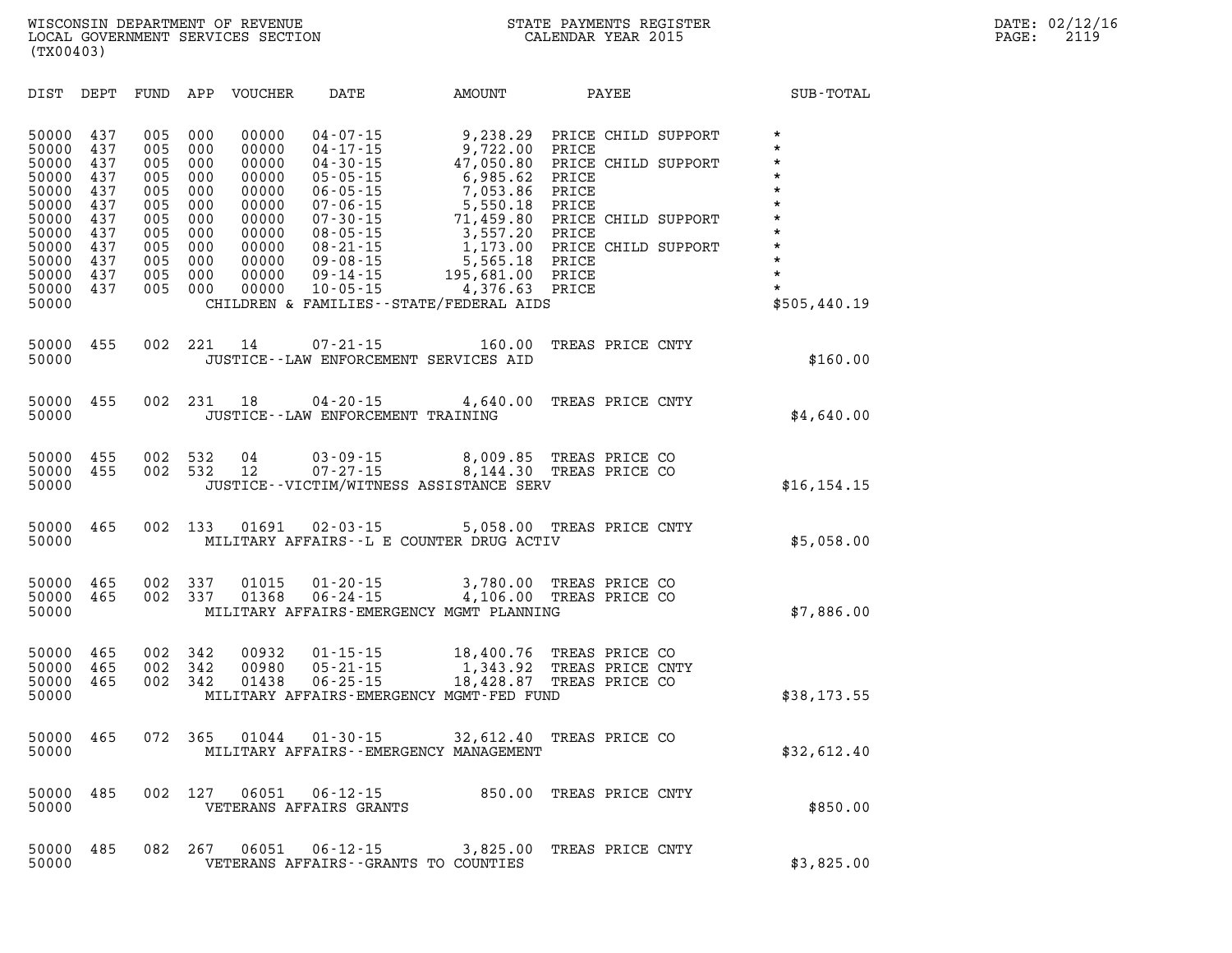WISCONSIN DEPARTMENT OF REVENUE
LOCAL GOVERNMENT SERVICES SECTION
(TX00403)

STATE PAYMENTS REGISTER
CALENDAR YEAR 2015

DATE: 02/12/16
PAGE: 2119

| DIST | DEPT | FUND | APP | VOUCHER | DATE | AMOUNT | PAYEE | SUB-TOTAL |
|---|---|---|---|---|---|---|---|---|
| 50000 | 437 | 005 | 000 | 00000 | 04-07-15 | 9,238.29 | PRICE CHILD SUPPORT | * |
| 50000 | 437 | 005 | 000 | 00000 | 04-17-15 | 9,722.00 | PRICE | * |
| 50000 | 437 | 005 | 000 | 00000 | 04-30-15 | 47,050.80 | PRICE CHILD SUPPORT | * |
| 50000 | 437 | 005 | 000 | 00000 | 05-05-15 | 6,985.62 | PRICE | * |
| 50000 | 437 | 005 | 000 | 00000 | 06-05-15 | 7,053.86 | PRICE | * |
| 50000 | 437 | 005 | 000 | 00000 | 07-06-15 | 5,550.18 | PRICE | * |
| 50000 | 437 | 005 | 000 | 00000 | 07-30-15 | 71,459.80 | PRICE CHILD SUPPORT | * |
| 50000 | 437 | 005 | 000 | 00000 | 08-05-15 | 3,557.20 | PRICE | * |
| 50000 | 437 | 005 | 000 | 00000 | 08-21-15 | 1,173.00 | PRICE CHILD SUPPORT | * |
| 50000 | 437 | 005 | 000 | 00000 | 09-08-15 | 5,565.18 | PRICE | * |
| 50000 | 437 | 005 | 000 | 00000 | 09-14-15 | 195,681.00 | PRICE | * |
| 50000 | 437 | 005 | 000 | 00000 | 10-05-15 | 4,376.63 | PRICE | * |
| 50000 | | | | | CHILDREN & FAMILIES--STATE/FEDERAL AIDS | | | $505,440.19 |
| 50000 | 455 | 002 | 221 | 14 | 07-21-15 | 160.00 | TREAS PRICE CNTY | |
| 50000 | | | | | JUSTICE--LAW ENFORCEMENT SERVICES AID | | | $160.00 |
| 50000 | 455 | 002 | 231 | 18 | 04-20-15 | 4,640.00 | TREAS PRICE CNTY | |
| 50000 | | | | | JUSTICE--LAW ENFORCEMENT TRAINING | | | $4,640.00 |
| 50000 | 455 | 002 | 532 | 04 | 03-09-15 | 8,009.85 | TREAS PRICE CO | |
| 50000 | 455 | 002 | 532 | 12 | 07-27-15 | 8,144.30 | TREAS PRICE CO | |
| 50000 | | | | | JUSTICE--VICTIM/WITNESS ASSISTANCE SERV | | | $16,154.15 |
| 50000 | 465 | 002 | 133 | 01691 | 02-03-15 | 5,058.00 | TREAS PRICE CNTY | |
| 50000 | | | | | MILITARY AFFAIRS--L E COUNTER DRUG ACTIV | | | $5,058.00 |
| 50000 | 465 | 002 | 337 | 01015 | 01-20-15 | 3,780.00 | TREAS PRICE CO | |
| 50000 | 465 | 002 | 337 | 01368 | 06-24-15 | 4,106.00 | TREAS PRICE CO | |
| 50000 | | | | | MILITARY AFFAIRS-EMERGENCY MGMT PLANNING | | | $7,886.00 |
| 50000 | 465 | 002 | 342 | 00932 | 01-15-15 | 18,400.76 | TREAS PRICE CO | |
| 50000 | 465 | 002 | 342 | 00980 | 05-21-15 | 1,343.92 | TREAS PRICE CNTY | |
| 50000 | 465 | 002 | 342 | 01438 | 06-25-15 | 18,428.87 | TREAS PRICE CO | |
| 50000 | | | | | MILITARY AFFAIRS-EMERGENCY MGMT-FED FUND | | | $38,173.55 |
| 50000 | 465 | 072 | 365 | 01044 | 01-30-15 | 32,612.40 | TREAS PRICE CO | |
| 50000 | | | | | MILITARY AFFAIRS--EMERGENCY MANAGEMENT | | | $32,612.40 |
| 50000 | 485 | 002 | 127 | 06051 | 06-12-15 | 850.00 | TREAS PRICE CNTY | |
| 50000 | | | | | VETERANS AFFAIRS GRANTS | | | $850.00 |
| 50000 | 485 | 082 | 267 | 06051 | 06-12-15 | 3,825.00 | TREAS PRICE CNTY | |
| 50000 | | | | | VETERANS AFFAIRS--GRANTS TO COUNTIES | | | $3,825.00 |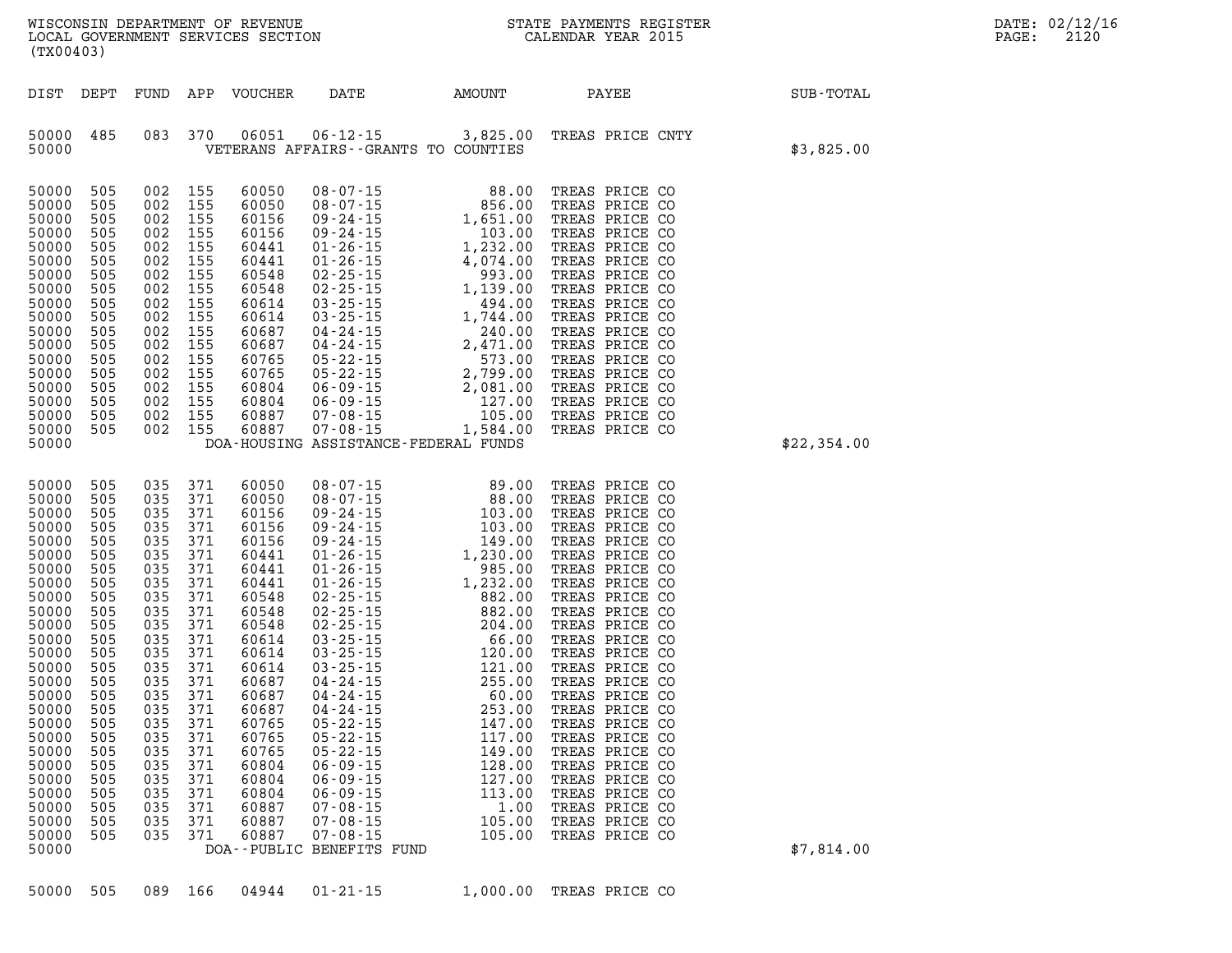WISCONSIN DEPARTMENT OF REVENUE
LOCAL GOVERNMENT SERVICES SECTION
(TX00403)

STATE PAYMENTS REGISTER
CALENDAR YEAR 2015

| DIST | DEPT | FUND | APP | VOUCHER | DATE | AMOUNT | PAYEE | SUB-TOTAL |
|---|---|---|---|---|---|---|---|---|
| 50000 | 485 | 083 | 370 | 06051 | 06-12-15 | 3,825.00 | TREAS PRICE CNTY | |
| 50000 | | | | | VETERANS AFFAIRS--GRANTS TO COUNTIES | | | $3,825.00 |
| 50000 | 505 | 002 | 155 | 60050 | 08-07-15 | 88.00 | TREAS PRICE CO | |
| 50000 | 505 | 002 | 155 | 60050 | 08-07-15 | 856.00 | TREAS PRICE CO | |
| 50000 | 505 | 002 | 155 | 60156 | 09-24-15 | 1,651.00 | TREAS PRICE CO | |
| 50000 | 505 | 002 | 155 | 60156 | 09-24-15 | 103.00 | TREAS PRICE CO | |
| 50000 | 505 | 002 | 155 | 60441 | 01-26-15 | 1,232.00 | TREAS PRICE CO | |
| 50000 | 505 | 002 | 155 | 60441 | 01-26-15 | 4,074.00 | TREAS PRICE CO | |
| 50000 | 505 | 002 | 155 | 60548 | 02-25-15 | 993.00 | TREAS PRICE CO | |
| 50000 | 505 | 002 | 155 | 60548 | 02-25-15 | 1,139.00 | TREAS PRICE CO | |
| 50000 | 505 | 002 | 155 | 60614 | 03-25-15 | 494.00 | TREAS PRICE CO | |
| 50000 | 505 | 002 | 155 | 60614 | 03-25-15 | 1,744.00 | TREAS PRICE CO | |
| 50000 | 505 | 002 | 155 | 60687 | 04-24-15 | 240.00 | TREAS PRICE CO | |
| 50000 | 505 | 002 | 155 | 60687 | 04-24-15 | 2,471.00 | TREAS PRICE CO | |
| 50000 | 505 | 002 | 155 | 60765 | 05-22-15 | 573.00 | TREAS PRICE CO | |
| 50000 | 505 | 002 | 155 | 60765 | 05-22-15 | 2,799.00 | TREAS PRICE CO | |
| 50000 | 505 | 002 | 155 | 60804 | 06-09-15 | 2,081.00 | TREAS PRICE CO | |
| 50000 | 505 | 002 | 155 | 60804 | 06-09-15 | 127.00 | TREAS PRICE CO | |
| 50000 | 505 | 002 | 155 | 60887 | 07-08-15 | 105.00 | TREAS PRICE CO | |
| 50000 | 505 | 002 | 155 | 60887 | 07-08-15 | 1,584.00 | TREAS PRICE CO | |
| 50000 | | | | | DOA-HOUSING ASSISTANCE-FEDERAL FUNDS | | | $22,354.00 |
| 50000 | 505 | 035 | 371 | 60050 | 08-07-15 | 89.00 | TREAS PRICE CO | |
| 50000 | 505 | 035 | 371 | 60050 | 08-07-15 | 88.00 | TREAS PRICE CO | |
| 50000 | 505 | 035 | 371 | 60156 | 09-24-15 | 103.00 | TREAS PRICE CO | |
| 50000 | 505 | 035 | 371 | 60156 | 09-24-15 | 103.00 | TREAS PRICE CO | |
| 50000 | 505 | 035 | 371 | 60156 | 09-24-15 | 149.00 | TREAS PRICE CO | |
| 50000 | 505 | 035 | 371 | 60441 | 01-26-15 | 1,230.00 | TREAS PRICE CO | |
| 50000 | 505 | 035 | 371 | 60441 | 01-26-15 | 985.00 | TREAS PRICE CO | |
| 50000 | 505 | 035 | 371 | 60441 | 01-26-15 | 1,232.00 | TREAS PRICE CO | |
| 50000 | 505 | 035 | 371 | 60548 | 02-25-15 | 882.00 | TREAS PRICE CO | |
| 50000 | 505 | 035 | 371 | 60548 | 02-25-15 | 882.00 | TREAS PRICE CO | |
| 50000 | 505 | 035 | 371 | 60548 | 02-25-15 | 204.00 | TREAS PRICE CO | |
| 50000 | 505 | 035 | 371 | 60614 | 03-25-15 | 66.00 | TREAS PRICE CO | |
| 50000 | 505 | 035 | 371 | 60614 | 03-25-15 | 120.00 | TREAS PRICE CO | |
| 50000 | 505 | 035 | 371 | 60614 | 03-25-15 | 121.00 | TREAS PRICE CO | |
| 50000 | 505 | 035 | 371 | 60687 | 04-24-15 | 255.00 | TREAS PRICE CO | |
| 50000 | 505 | 035 | 371 | 60687 | 04-24-15 | 60.00 | TREAS PRICE CO | |
| 50000 | 505 | 035 | 371 | 60687 | 04-24-15 | 253.00 | TREAS PRICE CO | |
| 50000 | 505 | 035 | 371 | 60765 | 05-22-15 | 147.00 | TREAS PRICE CO | |
| 50000 | 505 | 035 | 371 | 60765 | 05-22-15 | 117.00 | TREAS PRICE CO | |
| 50000 | 505 | 035 | 371 | 60765 | 05-22-15 | 149.00 | TREAS PRICE CO | |
| 50000 | 505 | 035 | 371 | 60804 | 06-09-15 | 128.00 | TREAS PRICE CO | |
| 50000 | 505 | 035 | 371 | 60804 | 06-09-15 | 127.00 | TREAS PRICE CO | |
| 50000 | 505 | 035 | 371 | 60804 | 06-09-15 | 113.00 | TREAS PRICE CO | |
| 50000 | 505 | 035 | 371 | 60887 | 07-08-15 | 1.00 | TREAS PRICE CO | |
| 50000 | 505 | 035 | 371 | 60887 | 07-08-15 | 105.00 | TREAS PRICE CO | |
| 50000 | 505 | 035 | 371 | 60887 | 07-08-15 | 105.00 | TREAS PRICE CO | |
| 50000 | | | | | DOA--PUBLIC BENEFITS FUND | | | $7,814.00 |
| 50000 | 505 | 089 | 166 | 04944 | 01-21-15 | 1,000.00 | TREAS PRICE CO | |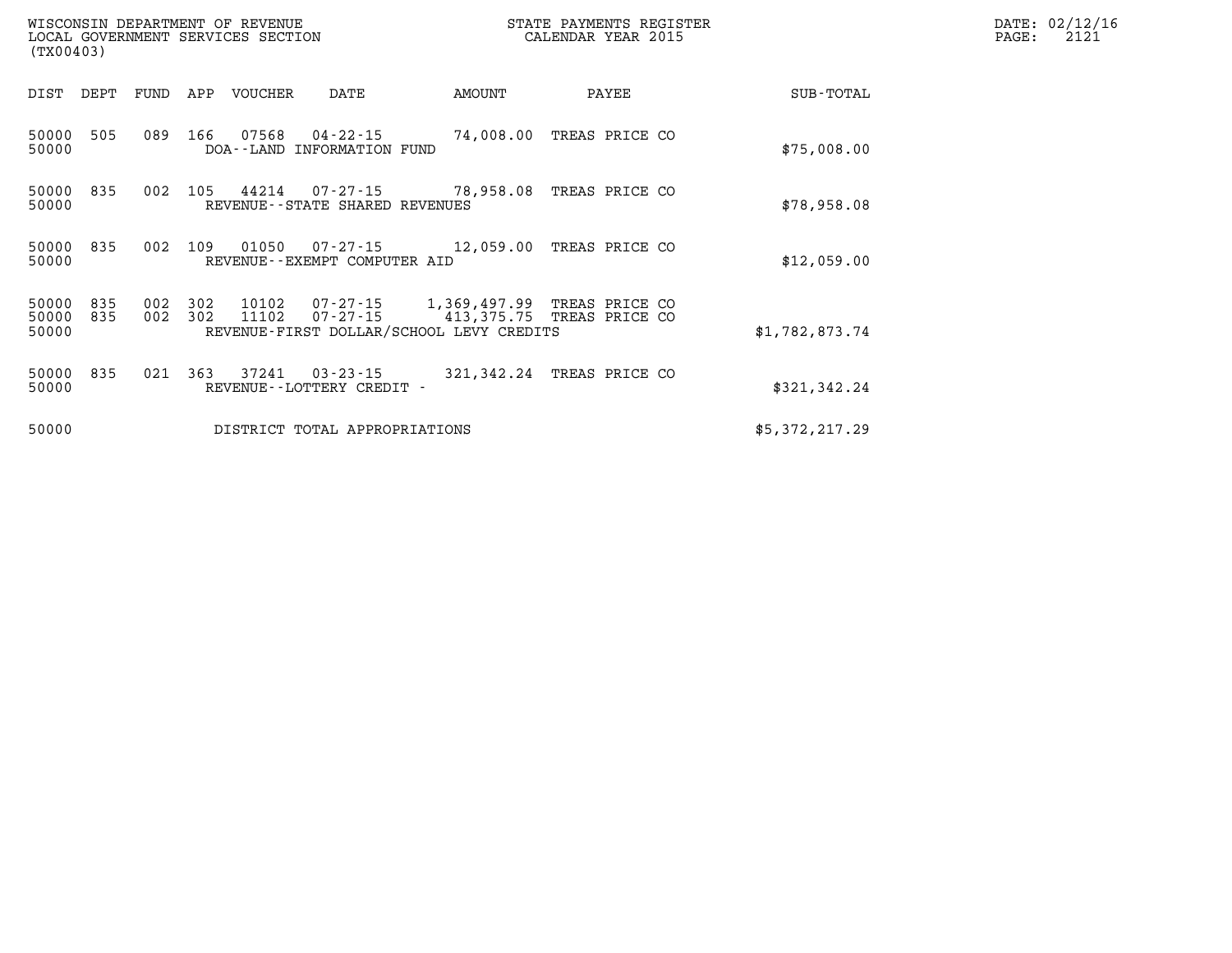WISCONSIN DEPARTMENT OF REVENUE
LOCAL GOVERNMENT SERVICES SECTION
(TX00403)

STATE PAYMENTS REGISTER
CALENDAR YEAR 2015

DATE: 02/12/16
PAGE: 2121

| DIST | DEPT | FUND | APP | VOUCHER | DATE | AMOUNT | PAYEE | SUB-TOTAL |
|---|---|---|---|---|---|---|---|---|
| 50000 | 505 | 089 | 166 | 07568 | 04-22-15 | 74,008.00 | TREAS PRICE CO | |
| 50000 | | | | DOA--LAND INFORMATION FUND | | | | $75,008.00 |
| 50000 | 835 | 002 | 105 | 44214 | 07-27-15 | 78,958.08 | TREAS PRICE CO | |
| 50000 | | | | REVENUE--STATE SHARED REVENUES | | | | $78,958.08 |
| 50000 | 835 | 002 | 109 | 01050 | 07-27-15 | 12,059.00 | TREAS PRICE CO | |
| 50000 | | | | REVENUE--EXEMPT COMPUTER AID | | | | $12,059.00 |
| 50000 | 835 | 002 | 302 | 10102 | 07-27-15 | 1,369,497.99 | TREAS PRICE CO | |
| 50000 | 835 | 002 | 302 | 11102 | 07-27-15 | 413,375.75 | TREAS PRICE CO | |
| 50000 | | | | REVENUE-FIRST DOLLAR/SCHOOL LEVY CREDITS | | | | $1,782,873.74 |
| 50000 | 835 | 021 | 363 | 37241 | 03-23-15 | 321,342.24 | TREAS PRICE CO | |
| 50000 | | | | REVENUE--LOTTERY CREDIT - | | | | $321,342.24 |
| 50000 | | | | DISTRICT TOTAL APPROPRIATIONS | | | | $5,372,217.29 |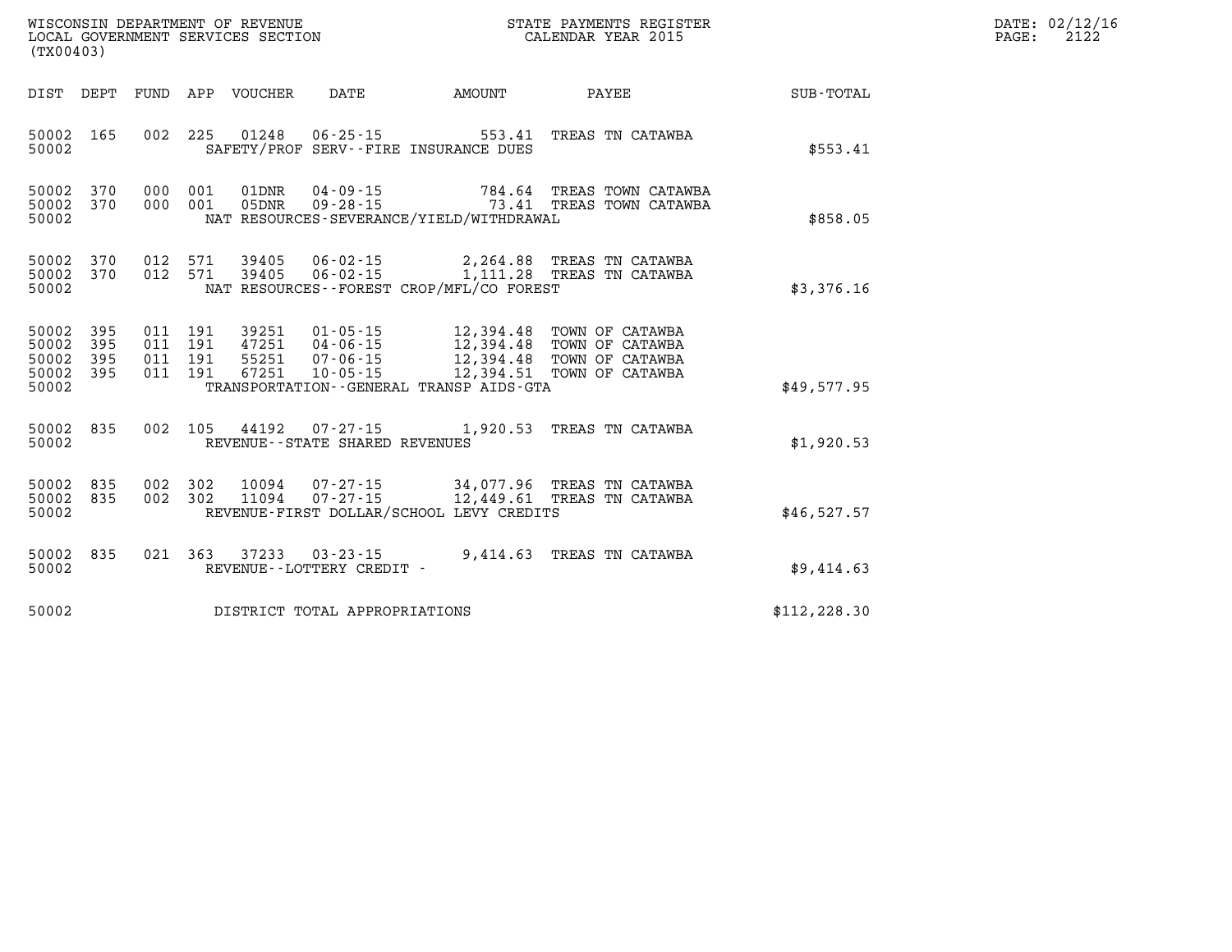WISCONSIN DEPARTMENT OF REVENUE
LOCAL GOVERNMENT SERVICES SECTION
(TX00403)

STATE PAYMENTS REGISTER
CALENDAR YEAR 2015

| DIST | DEPT | FUND | APP | VOUCHER | DATE | AMOUNT | PAYEE | SUB-TOTAL |
|---|---|---|---|---|---|---|---|---|
| 50002 | 165 | 002 | 225 | 01248 | 06-25-15 | 553.41 | TREAS TN CATAWBA | |
| 50002 | | | | | SAFETY/PROF SERV--FIRE INSURANCE DUES | | | $553.41 |
| 50002 | 370 | 000 | 001 | 01DNR | 04-09-15 | 784.64 | TREAS TOWN CATAWBA | |
| 50002 | 370 | 000 | 001 | 05DNR | 09-28-15 | 73.41 | TREAS TOWN CATAWBA | |
| 50002 | | | | | NAT RESOURCES-SEVERANCE/YIELD/WITHDRAWAL | | | $858.05 |
| 50002 | 370 | 012 | 571 | 39405 | 06-02-15 | 2,264.88 | TREAS TN CATAWBA | |
| 50002 | 370 | 012 | 571 | 39405 | 06-02-15 | 1,111.28 | TREAS TN CATAWBA | |
| 50002 | | | | | NAT RESOURCES--FOREST CROP/MFL/CO FOREST | | | $3,376.16 |
| 50002 | 395 | 011 | 191 | 39251 | 01-05-15 | 12,394.48 | TOWN OF CATAWBA | |
| 50002 | 395 | 011 | 191 | 47251 | 04-06-15 | 12,394.48 | TOWN OF CATAWBA | |
| 50002 | 395 | 011 | 191 | 55251 | 07-06-15 | 12,394.48 | TOWN OF CATAWBA | |
| 50002 | 395 | 011 | 191 | 67251 | 10-05-15 | 12,394.51 | TOWN OF CATAWBA | |
| 50002 | | | | | TRANSPORTATION--GENERAL TRANSP AIDS-GTA | | | $49,577.95 |
| 50002 | 835 | 002 | 105 | 44192 | 07-27-15 | 1,920.53 | TREAS TN CATAWBA | |
| 50002 | | | | | REVENUE--STATE SHARED REVENUES | | | $1,920.53 |
| 50002 | 835 | 002 | 302 | 10094 | 07-27-15 | 34,077.96 | TREAS TN CATAWBA | |
| 50002 | 835 | 002 | 302 | 11094 | 07-27-15 | 12,449.61 | TREAS TN CATAWBA | |
| 50002 | | | | | REVENUE-FIRST DOLLAR/SCHOOL LEVY CREDITS | | | $46,527.57 |
| 50002 | 835 | 021 | 363 | 37233 | 03-23-15 | 9,414.63 | TREAS TN CATAWBA | |
| 50002 | | | | | REVENUE--LOTTERY CREDIT - | | | $9,414.63 |
| 50002 | | | | | DISTRICT TOTAL APPROPRIATIONS | | | $112,228.30 |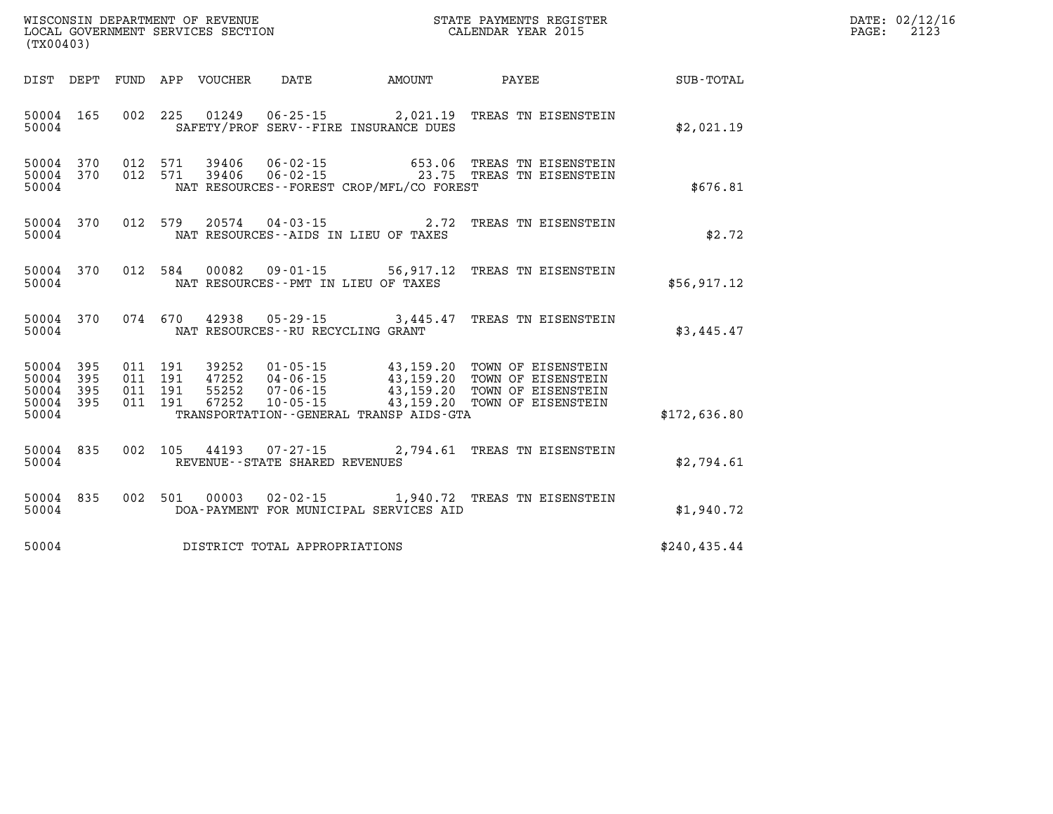WISCONSIN DEPARTMENT OF REVENUE
LOCAL GOVERNMENT SERVICES SECTION
(TX00403)

STATE PAYMENTS REGISTER
CALENDAR YEAR 2015

DATE: 02/12/16
PAGE: 2123

| DIST | DEPT | FUND | APP | VOUCHER | DATE | AMOUNT | PAYEE | SUB-TOTAL |
|---|---|---|---|---|---|---|---|---|
| 50004 | 165 | 002 | 225 | 01249 | 06-25-15 | 2,021.19 | TREAS TN EISENSTEIN | |
| 50004 | | | | | SAFETY/PROF SERV--FIRE INSURANCE DUES | | | $2,021.19 |
| 50004 | 370 | 012 | 571 | 39406 | 06-02-15 | 653.06 | TREAS TN EISENSTEIN | |
| 50004 | 370 | 012 | 571 | 39406 | 06-02-15 | 23.75 | TREAS TN EISENSTEIN | |
| 50004 | | | | | NAT RESOURCES--FOREST CROP/MFL/CO FOREST | | | $676.81 |
| 50004 | 370 | 012 | 579 | 20574 | 04-03-15 | 2.72 | TREAS TN EISENSTEIN | |
| 50004 | | | | | NAT RESOURCES--AIDS IN LIEU OF TAXES | | | $2.72 |
| 50004 | 370 | 012 | 584 | 00082 | 09-01-15 | 56,917.12 | TREAS TN EISENSTEIN | |
| 50004 | | | | | NAT RESOURCES--PMT IN LIEU OF TAXES | | | $56,917.12 |
| 50004 | 370 | 074 | 670 | 42938 | 05-29-15 | 3,445.47 | TREAS TN EISENSTEIN | |
| 50004 | | | | | NAT RESOURCES--RU RECYCLING GRANT | | | $3,445.47 |
| 50004 | 395 | 011 | 191 | 39252 | 01-05-15 | 43,159.20 | TOWN OF EISENSTEIN | |
| 50004 | 395 | 011 | 191 | 47252 | 04-06-15 | 43,159.20 | TOWN OF EISENSTEIN | |
| 50004 | 395 | 011 | 191 | 55252 | 07-06-15 | 43,159.20 | TOWN OF EISENSTEIN | |
| 50004 | 395 | 011 | 191 | 67252 | 10-05-15 | 43,159.20 | TOWN OF EISENSTEIN | |
| 50004 | | | | | TRANSPORTATION--GENERAL TRANSP AIDS-GTA | | | $172,636.80 |
| 50004 | 835 | 002 | 105 | 44193 | 07-27-15 | 2,794.61 | TREAS TN EISENSTEIN | |
| 50004 | | | | | REVENUE--STATE SHARED REVENUES | | | $2,794.61 |
| 50004 | 835 | 002 | 501 | 00003 | 02-02-15 | 1,940.72 | TREAS TN EISENSTEIN | |
| 50004 | | | | | DOA-PAYMENT FOR MUNICIPAL SERVICES AID | | | $1,940.72 |
| 50004 | | | | | DISTRICT TOTAL APPROPRIATIONS | | | $240,435.44 |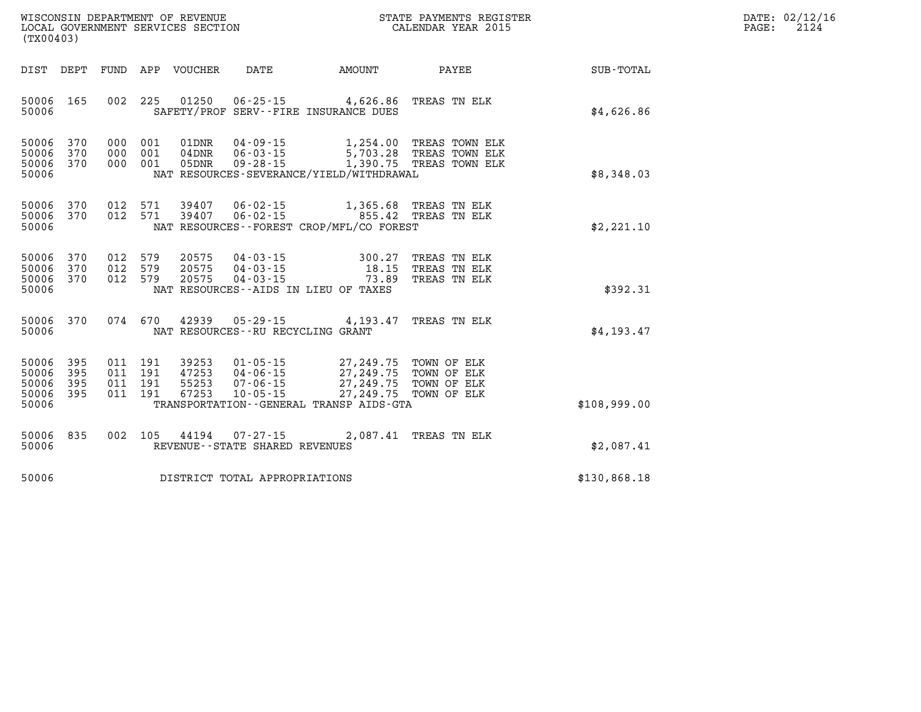WISCONSIN DEPARTMENT OF REVENUE
LOCAL GOVERNMENT SERVICES SECTION
(TX00403)

STATE PAYMENTS REGISTER
CALENDAR YEAR 2015

DATE: 02/12/16
PAGE: 2124

| DIST | DEPT | FUND | APP | VOUCHER | DATE | AMOUNT | PAYEE | SUB-TOTAL |
|---|---|---|---|---|---|---|---|---|
| 50006 | 165 | 002 | 225 | 01250 | 06-25-15 | 4,626.86 | TREAS TN ELK | |
| 50006 | | | | SAFETY/PROF SERV--FIRE INSURANCE DUES | | | | $4,626.86 |
| 50006 | 370 | 000 | 001 | 01DNR | 04-09-15 | 1,254.00 | TREAS TOWN ELK | |
| 50006 | 370 | 000 | 001 | 04DNR | 06-03-15 | 5,703.28 | TREAS TOWN ELK | |
| 50006 | 370 | 000 | 001 | 05DNR | 09-28-15 | 1,390.75 | TREAS TOWN ELK | |
| 50006 | | | | NAT RESOURCES-SEVERANCE/YIELD/WITHDRAWAL | | | | $8,348.03 |
| 50006 | 370 | 012 | 571 | 39407 | 06-02-15 | 1,365.68 | TREAS TN ELK | |
| 50006 | 370 | 012 | 571 | 39407 | 06-02-15 | 855.42 | TREAS TN ELK | |
| 50006 | | | | NAT RESOURCES--FOREST CROP/MFL/CO FOREST | | | | $2,221.10 |
| 50006 | 370 | 012 | 579 | 20575 | 04-03-15 | 300.27 | TREAS TN ELK | |
| 50006 | 370 | 012 | 579 | 20575 | 04-03-15 | 18.15 | TREAS TN ELK | |
| 50006 | 370 | 012 | 579 | 20575 | 04-03-15 | 73.89 | TREAS TN ELK | |
| 50006 | | | | NAT RESOURCES--AIDS IN LIEU OF TAXES | | | | $392.31 |
| 50006 | 370 | 074 | 670 | 42939 | 05-29-15 | 4,193.47 | TREAS TN ELK | |
| 50006 | | | | NAT RESOURCES--RU RECYCLING GRANT | | | | $4,193.47 |
| 50006 | 395 | 011 | 191 | 39253 | 01-05-15 | 27,249.75 | TOWN OF ELK | |
| 50006 | 395 | 011 | 191 | 47253 | 04-06-15 | 27,249.75 | TOWN OF ELK | |
| 50006 | 395 | 011 | 191 | 55253 | 07-06-15 | 27,249.75 | TOWN OF ELK | |
| 50006 | 395 | 011 | 191 | 67253 | 10-05-15 | 27,249.75 | TOWN OF ELK | |
| 50006 | | | | TRANSPORTATION--GENERAL TRANSP AIDS-GTA | | | | $108,999.00 |
| 50006 | 835 | 002 | 105 | 44194 | 07-27-15 | 2,087.41 | TREAS TN ELK | |
| 50006 | | | | REVENUE--STATE SHARED REVENUES | | | | $2,087.41 |
| 50006 | | | | DISTRICT TOTAL APPROPRIATIONS | | | | $130,868.18 |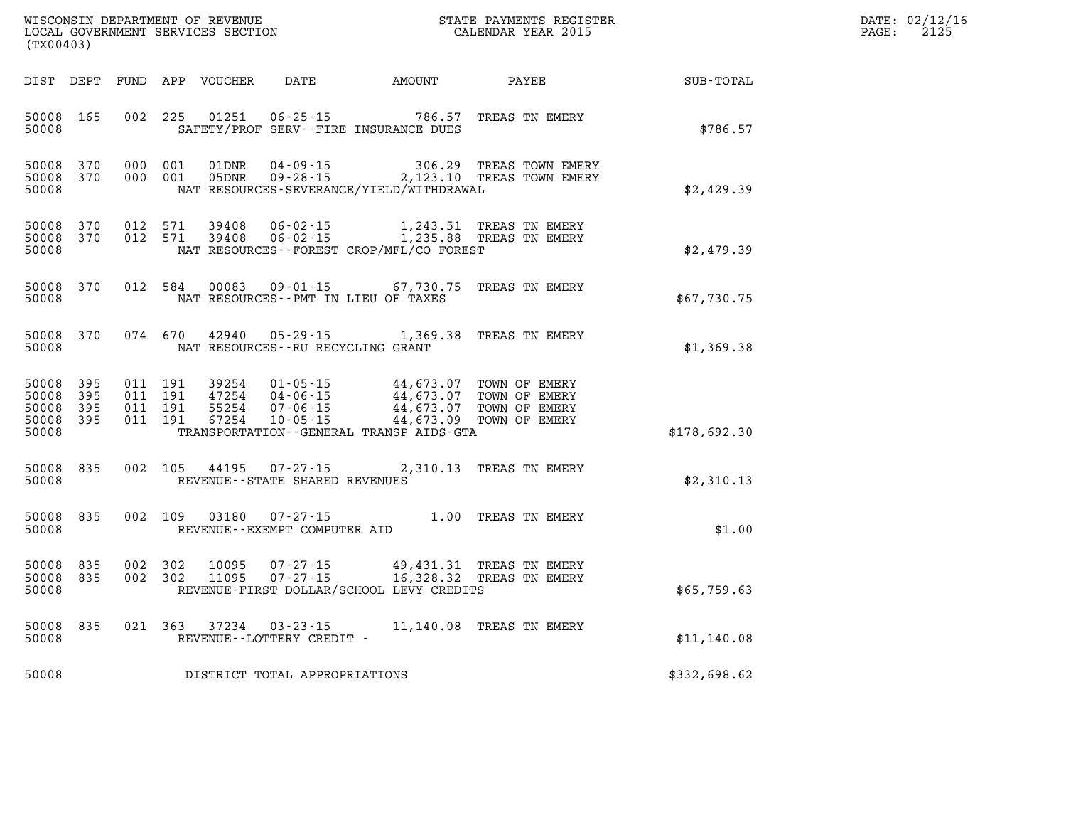WISCONSIN DEPARTMENT OF REVENUE
LOCAL GOVERNMENT SERVICES SECTION
(TX00403)

STATE PAYMENTS REGISTER
CALENDAR YEAR 2015

DATE: 02/12/16
PAGE: 2125

| DIST | DEPT | FUND | APP | VOUCHER | DATE | AMOUNT | PAYEE | SUB-TOTAL |
|---|---|---|---|---|---|---|---|---|
| 50008 | 165 | 002 | 225 | 01251 | 06-25-15 | 786.57 | TREAS TN EMERY | |
| 50008 | | | | SAFETY/PROF SERV--FIRE INSURANCE DUES | | | | $786.57 |
| 50008 | 370 | 000 | 001 | 01DNR | 04-09-15 | 306.29 | TREAS TOWN EMERY | |
| 50008 | 370 | 000 | 001 | 05DNR | 09-28-15 | 2,123.10 | TREAS TOWN EMERY | |
| 50008 | | | | NAT RESOURCES-SEVERANCE/YIELD/WITHDRAWAL | | | | $2,429.39 |
| 50008 | 370 | 012 | 571 | 39408 | 06-02-15 | 1,243.51 | TREAS TN EMERY | |
| 50008 | 370 | 012 | 571 | 39408 | 06-02-15 | 1,235.88 | TREAS TN EMERY | |
| 50008 | | | | NAT RESOURCES--FOREST CROP/MFL/CO FOREST | | | | $2,479.39 |
| 50008 | 370 | 012 | 584 | 00083 | 09-01-15 | 67,730.75 | TREAS TN EMERY | |
| 50008 | | | | NAT RESOURCES--PMT IN LIEU OF TAXES | | | | $67,730.75 |
| 50008 | 370 | 074 | 670 | 42940 | 05-29-15 | 1,369.38 | TREAS TN EMERY | |
| 50008 | | | | NAT RESOURCES--RU RECYCLING GRANT | | | | $1,369.38 |
| 50008 | 395 | 011 | 191 | 39254 | 01-05-15 | 44,673.07 | TOWN OF EMERY | |
| 50008 | 395 | 011 | 191 | 47254 | 04-06-15 | 44,673.07 | TOWN OF EMERY | |
| 50008 | 395 | 011 | 191 | 55254 | 07-06-15 | 44,673.07 | TOWN OF EMERY | |
| 50008 | 395 | 011 | 191 | 67254 | 10-05-15 | 44,673.09 | TOWN OF EMERY | |
| 50008 | | | | TRANSPORTATION--GENERAL TRANSP AIDS-GTA | | | | $178,692.30 |
| 50008 | 835 | 002 | 105 | 44195 | 07-27-15 | 2,310.13 | TREAS TN EMERY | |
| 50008 | | | | REVENUE--STATE SHARED REVENUES | | | | $2,310.13 |
| 50008 | 835 | 002 | 109 | 03180 | 07-27-15 | 1.00 | TREAS TN EMERY | |
| 50008 | | | | REVENUE--EXEMPT COMPUTER AID | | | | $1.00 |
| 50008 | 835 | 002 | 302 | 10095 | 07-27-15 | 49,431.31 | TREAS TN EMERY | |
| 50008 | 835 | 002 | 302 | 11095 | 07-27-15 | 16,328.32 | TREAS TN EMERY | |
| 50008 | | | | REVENUE-FIRST DOLLAR/SCHOOL LEVY CREDITS | | | | $65,759.63 |
| 50008 | 835 | 021 | 363 | 37234 | 03-23-15 | 11,140.08 | TREAS TN EMERY | |
| 50008 | | | | REVENUE--LOTTERY CREDIT - | | | | $11,140.08 |
| 50008 | | | | DISTRICT TOTAL APPROPRIATIONS | | | | $332,698.62 |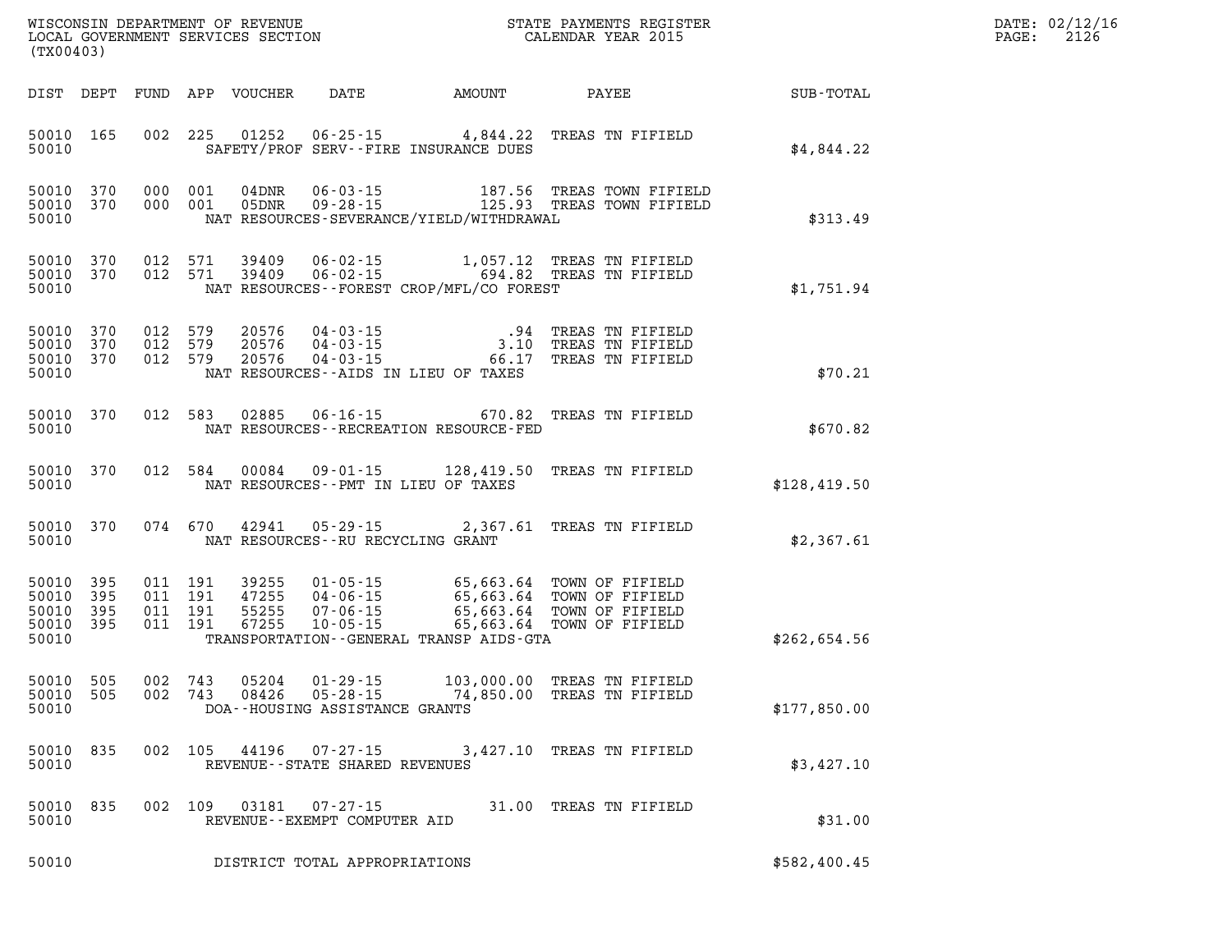WISCONSIN DEPARTMENT OF REVENUE
LOCAL GOVERNMENT SERVICES SECTION
(TX00403)

STATE PAYMENTS REGISTER
CALENDAR YEAR 2015

DATE: 02/12/16
PAGE: 2126

| DIST | DEPT | FUND | APP | VOUCHER | DATE | AMOUNT | PAYEE | SUB-TOTAL |
|---|---|---|---|---|---|---|---|---|
| 50010 | 165 | 002 | 225 | 01252 | 06-25-15 | 4,844.22 | TREAS TN FIFIELD | |
| 50010 | | | | SAFETY/PROF SERV--FIRE INSURANCE DUES | | | | $4,844.22 |
| 50010 | 370 | 000 | 001 | 04DNR | 06-03-15 | 187.56 | TREAS TOWN FIFIELD | |
| 50010 | 370 | 000 | 001 | 05DNR | 09-28-15 | 125.93 | TREAS TOWN FIFIELD | |
| 50010 | | | | NAT RESOURCES-SEVERANCE/YIELD/WITHDRAWAL | | | | $313.49 |
| 50010 | 370 | 012 | 571 | 39409 | 06-02-15 | 1,057.12 | TREAS TN FIFIELD | |
| 50010 | 370 | 012 | 571 | 39409 | 06-02-15 | 694.82 | TREAS TN FIFIELD | |
| 50010 | | | | NAT RESOURCES--FOREST CROP/MFL/CO FOREST | | | | $1,751.94 |
| 50010 | 370 | 012 | 579 | 20576 | 04-03-15 | .94 | TREAS TN FIFIELD | |
| 50010 | 370 | 012 | 579 | 20576 | 04-03-15 | 3.10 | TREAS TN FIFIELD | |
| 50010 | 370 | 012 | 579 | 20576 | 04-03-15 | 66.17 | TREAS TN FIFIELD | |
| 50010 | | | | NAT RESOURCES--AIDS IN LIEU OF TAXES | | | | $70.21 |
| 50010 | 370 | 012 | 583 | 02885 | 06-16-15 | 670.82 | TREAS TN FIFIELD | |
| 50010 | | | | NAT RESOURCES--RECREATION RESOURCE-FED | | | | $670.82 |
| 50010 | 370 | 012 | 584 | 00084 | 09-01-15 | 128,419.50 | TREAS TN FIFIELD | |
| 50010 | | | | NAT RESOURCES--PMT IN LIEU OF TAXES | | | | $128,419.50 |
| 50010 | 370 | 074 | 670 | 42941 | 05-29-15 | 2,367.61 | TREAS TN FIFIELD | |
| 50010 | | | | NAT RESOURCES--RU RECYCLING GRANT | | | | $2,367.61 |
| 50010 | 395 | 011 | 191 | 39255 | 01-05-15 | 65,663.64 | TOWN OF FIFIELD | |
| 50010 | 395 | 011 | 191 | 47255 | 04-06-15 | 65,663.64 | TOWN OF FIFIELD | |
| 50010 | 395 | 011 | 191 | 55255 | 07-06-15 | 65,663.64 | TOWN OF FIFIELD | |
| 50010 | 395 | 011 | 191 | 67255 | 10-05-15 | 65,663.64 | TOWN OF FIFIELD | |
| 50010 | | | | TRANSPORTATION--GENERAL TRANSP AIDS-GTA | | | | $262,654.56 |
| 50010 | 505 | 002 | 743 | 05204 | 01-29-15 | 103,000.00 | TREAS TN FIFIELD | |
| 50010 | 505 | 002 | 743 | 08426 | 05-28-15 | 74,850.00 | TREAS TN FIFIELD | |
| 50010 | | | | DOA--HOUSING ASSISTANCE GRANTS | | | | $177,850.00 |
| 50010 | 835 | 002 | 105 | 44196 | 07-27-15 | 3,427.10 | TREAS TN FIFIELD | |
| 50010 | | | | REVENUE--STATE SHARED REVENUES | | | | $3,427.10 |
| 50010 | 835 | 002 | 109 | 03181 | 07-27-15 | 31.00 | TREAS TN FIFIELD | |
| 50010 | | | | REVENUE--EXEMPT COMPUTER AID | | | | $31.00 |
| 50010 | | | | DISTRICT TOTAL APPROPRIATIONS | | | | $582,400.45 |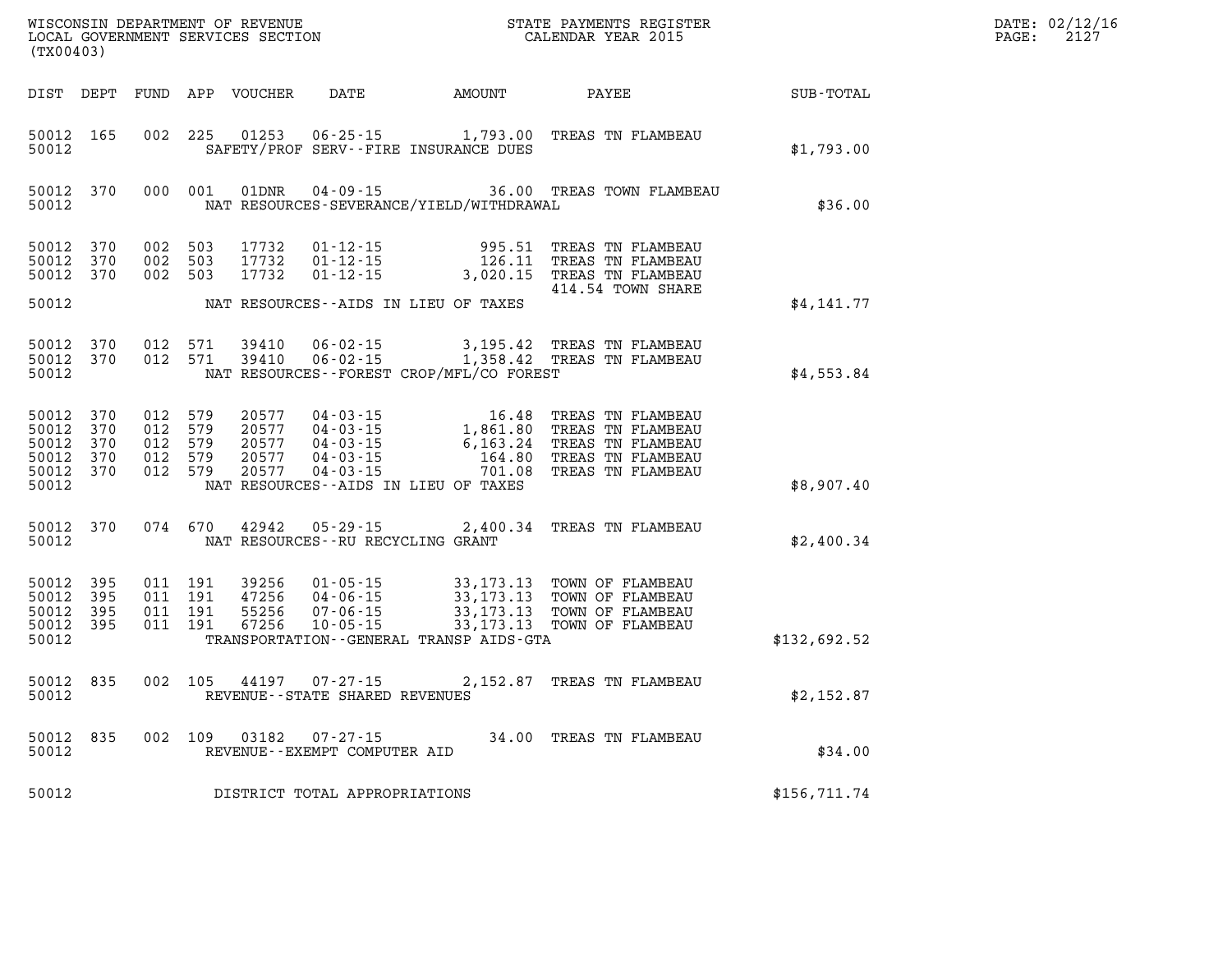WISCONSIN DEPARTMENT OF REVENUE
LOCAL GOVERNMENT SERVICES SECTION
(TX00403)

STATE PAYMENTS REGISTER
CALENDAR YEAR 2015

DATE: 02/12/16
PAGE: 2127

| DIST | DEPT | FUND | APP | VOUCHER | DATE | AMOUNT | PAYEE | SUB-TOTAL |
|---|---|---|---|---|---|---|---|---|
| 50012 | 165 | 002 | 225 | 01253 | 06-25-15 | 1,793.00 | TREAS TN FLAMBEAU | |
| 50012 | | | | | SAFETY/PROF SERV--FIRE INSURANCE DUES | | | $1,793.00 |
| 50012 | 370 | 000 | 001 | 01DNR | 04-09-15 | 36.00 | TREAS TOWN FLAMBEAU | |
| 50012 | | | | | NAT RESOURCES-SEVERANCE/YIELD/WITHDRAWAL | | | $36.00 |
| 50012 | 370 | 002 | 503 | 17732 | 01-12-15 | 995.51 | TREAS TN FLAMBEAU | |
| 50012 | 370 | 002 | 503 | 17732 | 01-12-15 | 126.11 | TREAS TN FLAMBEAU | |
| 50012 | 370 | 002 | 503 | 17732 | 01-12-15 | 3,020.15 | TREAS TN FLAMBEAU | |
| | | | | | | | 414.54 TOWN SHARE | |
| 50012 | | | | | NAT RESOURCES--AIDS IN LIEU OF TAXES | | | $4,141.77 |
| 50012 | 370 | 012 | 571 | 39410 | 06-02-15 | 3,195.42 | TREAS TN FLAMBEAU | |
| 50012 | 370 | 012 | 571 | 39410 | 06-02-15 | 1,358.42 | TREAS TN FLAMBEAU | |
| 50012 | | | | | NAT RESOURCES--FOREST CROP/MFL/CO FOREST | | | $4,553.84 |
| 50012 | 370 | 012 | 579 | 20577 | 04-03-15 | 16.48 | TREAS TN FLAMBEAU | |
| 50012 | 370 | 012 | 579 | 20577 | 04-03-15 | 1,861.80 | TREAS TN FLAMBEAU | |
| 50012 | 370 | 012 | 579 | 20577 | 04-03-15 | 6,163.24 | TREAS TN FLAMBEAU | |
| 50012 | 370 | 012 | 579 | 20577 | 04-03-15 | 164.80 | TREAS TN FLAMBEAU | |
| 50012 | 370 | 012 | 579 | 20577 | 04-03-15 | 701.08 | TREAS TN FLAMBEAU | |
| 50012 | | | | | NAT RESOURCES--AIDS IN LIEU OF TAXES | | | $8,907.40 |
| 50012 | 370 | 074 | 670 | 42942 | 05-29-15 | 2,400.34 | TREAS TN FLAMBEAU | |
| 50012 | | | | | NAT RESOURCES--RU RECYCLING GRANT | | | $2,400.34 |
| 50012 | 395 | 011 | 191 | 39256 | 01-05-15 | 33,173.13 | TOWN OF FLAMBEAU | |
| 50012 | 395 | 011 | 191 | 47256 | 04-06-15 | 33,173.13 | TOWN OF FLAMBEAU | |
| 50012 | 395 | 011 | 191 | 55256 | 07-06-15 | 33,173.13 | TOWN OF FLAMBEAU | |
| 50012 | 395 | 011 | 191 | 67256 | 10-05-15 | 33,173.13 | TOWN OF FLAMBEAU | |
| 50012 | | | | | TRANSPORTATION--GENERAL TRANSP AIDS-GTA | | | $132,692.52 |
| 50012 | 835 | 002 | 105 | 44197 | 07-27-15 | 2,152.87 | TREAS TN FLAMBEAU | |
| 50012 | | | | | REVENUE--STATE SHARED REVENUES | | | $2,152.87 |
| 50012 | 835 | 002 | 109 | 03182 | 07-27-15 | 34.00 | TREAS TN FLAMBEAU | |
| 50012 | | | | | REVENUE--EXEMPT COMPUTER AID | | | $34.00 |
| 50012 | | | | | DISTRICT TOTAL APPROPRIATIONS | | | $156,711.74 |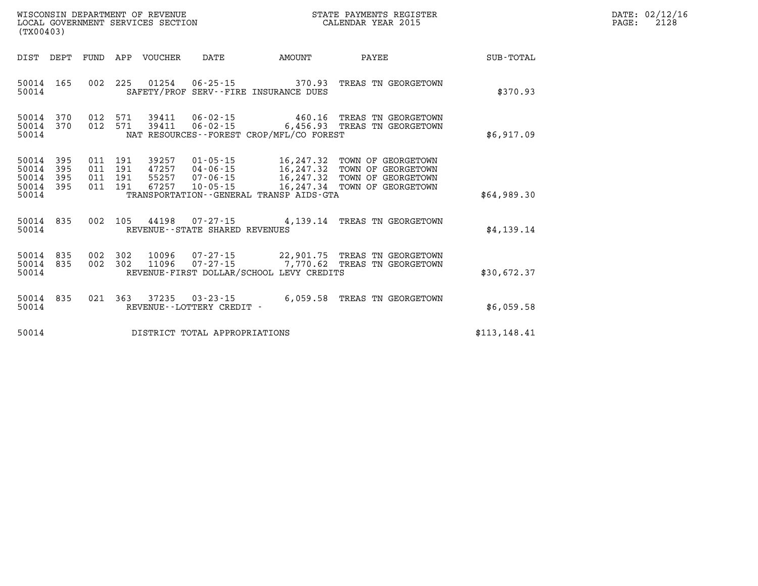WISCONSIN DEPARTMENT OF REVENUE
LOCAL GOVERNMENT SERVICES SECTION
(TX00403)

STATE PAYMENTS REGISTER
CALENDAR YEAR 2015

DATE: 02/12/16

| DIST | DEPT | FUND | APP | VOUCHER | DATE | AMOUNT | PAYEE | SUB-TOTAL |
|---|---|---|---|---|---|---|---|---|
| 50014 | 165 | 002 | 225 | 01254 | 06-25-15 | 370.93 | TREAS TN GEORGETOWN | |
| 50014 | | | | | SAFETY/PROF SERV--FIRE INSURANCE DUES | | | $370.93 |
| 50014 | 370 | 012 | 571 | 39411 | 06-02-15 | 460.16 | TREAS TN GEORGETOWN | |
| 50014 | 370 | 012 | 571 | 39411 | 06-02-15 | 6,456.93 | TREAS TN GEORGETOWN | |
| 50014 | | | | | NAT RESOURCES--FOREST CROP/MFL/CO FOREST | | | $6,917.09 |
| 50014 | 395 | 011 | 191 | 39257 | 01-05-15 | 16,247.32 | TOWN OF GEORGETOWN | |
| 50014 | 395 | 011 | 191 | 47257 | 04-06-15 | 16,247.32 | TOWN OF GEORGETOWN | |
| 50014 | 395 | 011 | 191 | 55257 | 07-06-15 | 16,247.32 | TOWN OF GEORGETOWN | |
| 50014 | 395 | 011 | 191 | 67257 | 10-05-15 | 16,247.34 | TOWN OF GEORGETOWN | |
| 50014 | | | | | TRANSPORTATION--GENERAL TRANSP AIDS-GTA | | | $64,989.30 |
| 50014 | 835 | 002 | 105 | 44198 | 07-27-15 | 4,139.14 | TREAS TN GEORGETOWN | |
| 50014 | | | | | REVENUE--STATE SHARED REVENUES | | | $4,139.14 |
| 50014 | 835 | 002 | 302 | 10096 | 07-27-15 | 22,901.75 | TREAS TN GEORGETOWN | |
| 50014 | 835 | 002 | 302 | 11096 | 07-27-15 | 7,770.62 | TREAS TN GEORGETOWN | |
| 50014 | | | | | REVENUE-FIRST DOLLAR/SCHOOL LEVY CREDITS | | | $30,672.37 |
| 50014 | 835 | 021 | 363 | 37235 | 03-23-15 | 6,059.58 | TREAS TN GEORGETOWN | |
| 50014 | | | | | REVENUE--LOTTERY CREDIT - | | | $6,059.58 |
| 50014 | | | | | DISTRICT TOTAL APPROPRIATIONS | | | $113,148.41 |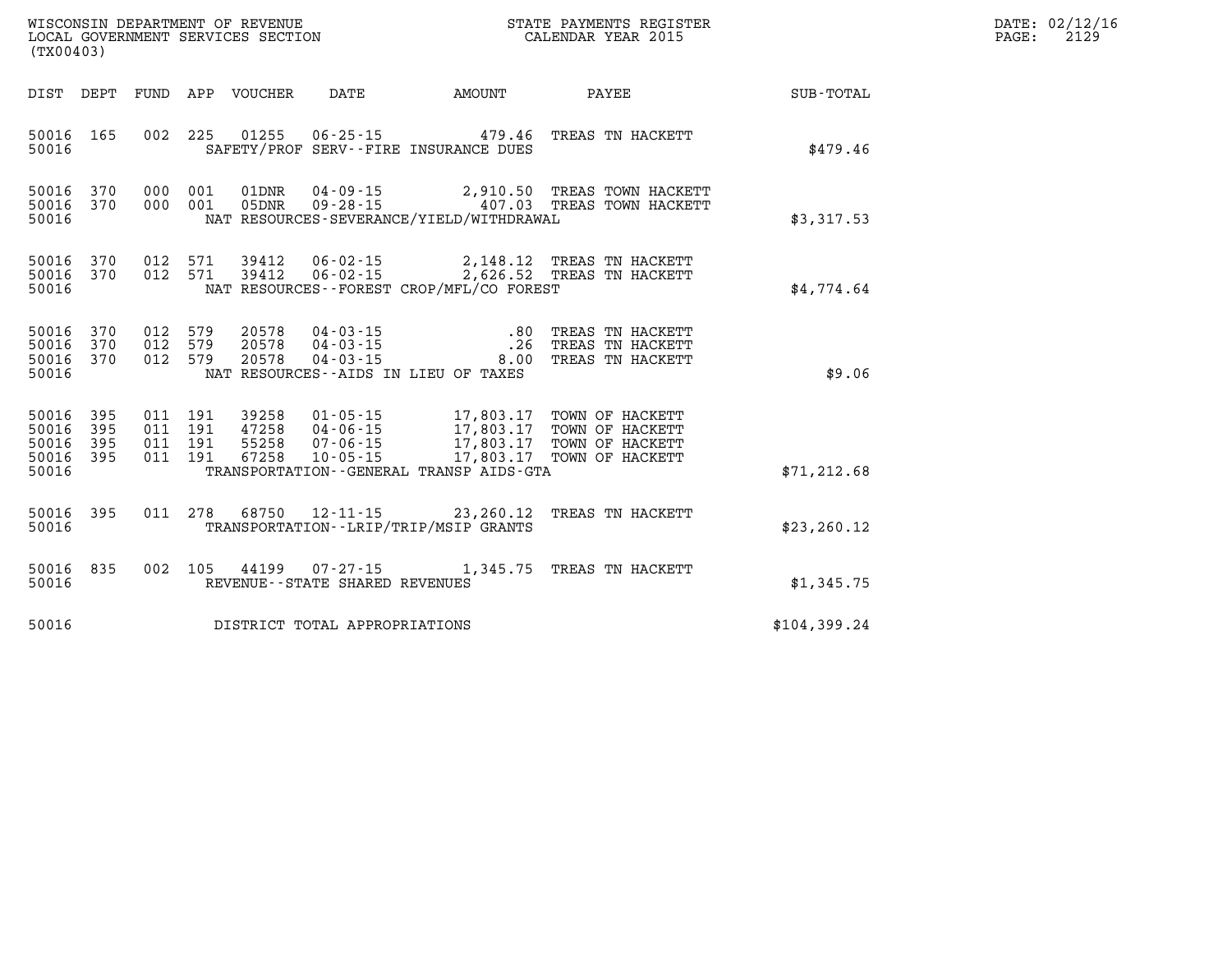WISCONSIN DEPARTMENT OF REVENUE
LOCAL GOVERNMENT SERVICES SECTION
(TX00403)

STATE PAYMENTS REGISTER
CALENDAR YEAR 2015

DATE: 02/12/16
PAGE: 2129

| DIST | DEPT | FUND | APP | VOUCHER | DATE | AMOUNT | PAYEE | SUB-TOTAL |
|---|---|---|---|---|---|---|---|---|
| 50016 | 165 | 002 | 225 | 01255 | 06-25-15 | 479.46 | TREAS TN HACKETT | |
| 50016 | | | | | SAFETY/PROF SERV--FIRE INSURANCE DUES | | | $479.46 |
| 50016 | 370 | 000 | 001 | 01DNR | 04-09-15 | 2,910.50 | TREAS TOWN HACKETT | |
| 50016 | 370 | 000 | 001 | 05DNR | 09-28-15 | 407.03 | TREAS TOWN HACKETT | |
| 50016 | | | | | NAT RESOURCES-SEVERANCE/YIELD/WITHDRAWAL | | | $3,317.53 |
| 50016 | 370 | 012 | 571 | 39412 | 06-02-15 | 2,148.12 | TREAS TN HACKETT | |
| 50016 | 370 | 012 | 571 | 39412 | 06-02-15 | 2,626.52 | TREAS TN HACKETT | |
| 50016 | | | | | NAT RESOURCES--FOREST CROP/MFL/CO FOREST | | | $4,774.64 |
| 50016 | 370 | 012 | 579 | 20578 | 04-03-15 | .80 | TREAS TN HACKETT | |
| 50016 | 370 | 012 | 579 | 20578 | 04-03-15 | .26 | TREAS TN HACKETT | |
| 50016 | 370 | 012 | 579 | 20578 | 04-03-15 | 8.00 | TREAS TN HACKETT | |
| 50016 | | | | | NAT RESOURCES--AIDS IN LIEU OF TAXES | | | $9.06 |
| 50016 | 395 | 011 | 191 | 39258 | 01-05-15 | 17,803.17 | TOWN OF HACKETT | |
| 50016 | 395 | 011 | 191 | 47258 | 04-06-15 | 17,803.17 | TOWN OF HACKETT | |
| 50016 | 395 | 011 | 191 | 55258 | 07-06-15 | 17,803.17 | TOWN OF HACKETT | |
| 50016 | 395 | 011 | 191 | 67258 | 10-05-15 | 17,803.17 | TOWN OF HACKETT | |
| 50016 | | | | | TRANSPORTATION--GENERAL TRANSP AIDS-GTA | | | $71,212.68 |
| 50016 | 395 | 011 | 278 | 68750 | 12-11-15 | 23,260.12 | TREAS TN HACKETT | |
| 50016 | | | | | TRANSPORTATION--LRIP/TRIP/MSIP GRANTS | | | $23,260.12 |
| 50016 | 835 | 002 | 105 | 44199 | 07-27-15 | 1,345.75 | TREAS TN HACKETT | |
| 50016 | | | | | REVENUE--STATE SHARED REVENUES | | | $1,345.75 |
| 50016 | | | | | DISTRICT TOTAL APPROPRIATIONS | | | $104,399.24 |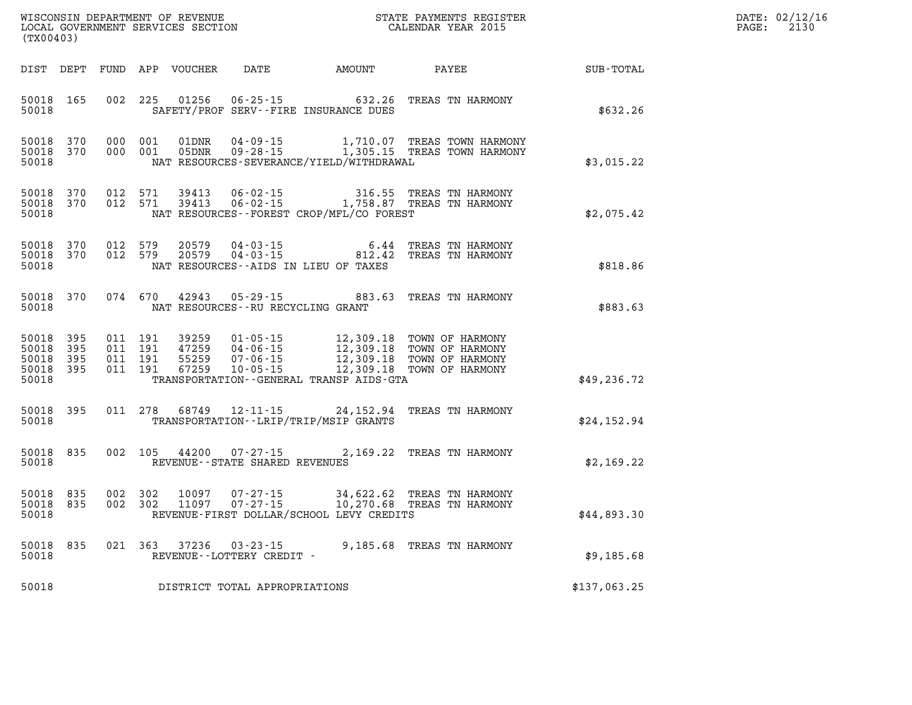WISCONSIN DEPARTMENT OF REVENUE
LOCAL GOVERNMENT SERVICES SECTION
(TX00403)

STATE PAYMENTS REGISTER
CALENDAR YEAR 2015

DATE: 02/12/16
PAGE: 2130

| DIST | DEPT | FUND | APP | VOUCHER | DATE | AMOUNT | PAYEE | SUB-TOTAL |
|---|---|---|---|---|---|---|---|---|
| 50018 | 165 | 002 | 225 | 01256 | 06-25-15 | 632.26 | TREAS TN HARMONY | |
| 50018 | | | | | SAFETY/PROF SERV--FIRE INSURANCE DUES | | | $632.26 |
| 50018 | 370 | 000 | 001 | 01DNR | 04-09-15 | 1,710.07 | TREAS TOWN HARMONY | |
| 50018 | 370 | 000 | 001 | 05DNR | 09-28-15 | 1,305.15 | TREAS TOWN HARMONY | |
| 50018 | | | | | NAT RESOURCES-SEVERANCE/YIELD/WITHDRAWAL | | | $3,015.22 |
| 50018 | 370 | 012 | 571 | 39413 | 06-02-15 | 316.55 | TREAS TN HARMONY | |
| 50018 | 370 | 012 | 571 | 39413 | 06-02-15 | 1,758.87 | TREAS TN HARMONY | |
| 50018 | | | | | NAT RESOURCES--FOREST CROP/MFL/CO FOREST | | | $2,075.42 |
| 50018 | 370 | 012 | 579 | 20579 | 04-03-15 | 6.44 | TREAS TN HARMONY | |
| 50018 | 370 | 012 | 579 | 20579 | 04-03-15 | 812.42 | TREAS TN HARMONY | |
| 50018 | | | | | NAT RESOURCES--AIDS IN LIEU OF TAXES | | | $818.86 |
| 50018 | 370 | 074 | 670 | 42943 | 05-29-15 | 883.63 | TREAS TN HARMONY | |
| 50018 | | | | | NAT RESOURCES--RU RECYCLING GRANT | | | $883.63 |
| 50018 | 395 | 011 | 191 | 39259 | 01-05-15 | 12,309.18 | TOWN OF HARMONY | |
| 50018 | 395 | 011 | 191 | 47259 | 04-06-15 | 12,309.18 | TOWN OF HARMONY | |
| 50018 | 395 | 011 | 191 | 55259 | 07-06-15 | 12,309.18 | TOWN OF HARMONY | |
| 50018 | 395 | 011 | 191 | 67259 | 10-05-15 | 12,309.18 | TOWN OF HARMONY | |
| 50018 | | | | | TRANSPORTATION--GENERAL TRANSP AIDS-GTA | | | $49,236.72 |
| 50018 | 395 | 011 | 278 | 68749 | 12-11-15 | 24,152.94 | TREAS TN HARMONY | |
| 50018 | | | | | TRANSPORTATION--LRIP/TRIP/MSIP GRANTS | | | $24,152.94 |
| 50018 | 835 | 002 | 105 | 44200 | 07-27-15 | 2,169.22 | TREAS TN HARMONY | |
| 50018 | | | | | REVENUE--STATE SHARED REVENUES | | | $2,169.22 |
| 50018 | 835 | 002 | 302 | 10097 | 07-27-15 | 34,622.62 | TREAS TN HARMONY | |
| 50018 | 835 | 002 | 302 | 11097 | 07-27-15 | 10,270.68 | TREAS TN HARMONY | |
| 50018 | | | | | REVENUE-FIRST DOLLAR/SCHOOL LEVY CREDITS | | | $44,893.30 |
| 50018 | 835 | 021 | 363 | 37236 | 03-23-15 | 9,185.68 | TREAS TN HARMONY | |
| 50018 | | | | | REVENUE--LOTTERY CREDIT - | | | $9,185.68 |
| 50018 | | | | | DISTRICT TOTAL APPROPRIATIONS | | | $137,063.25 |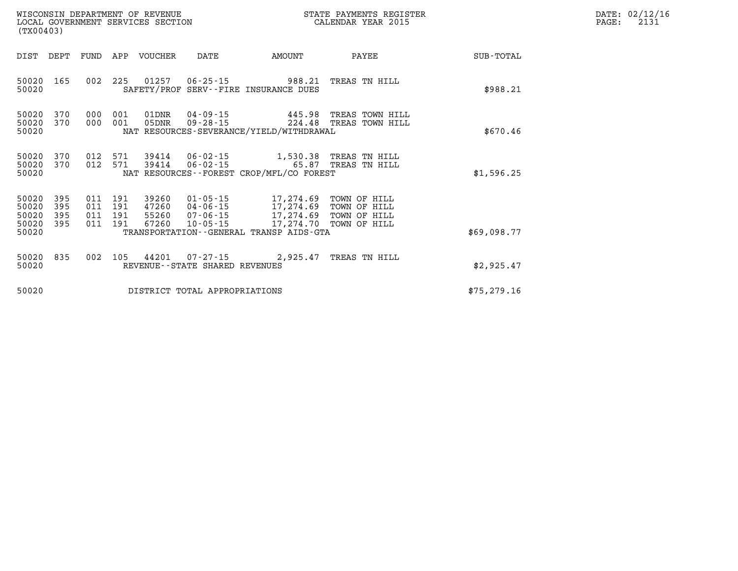WISCONSIN DEPARTMENT OF REVENUE
LOCAL GOVERNMENT SERVICES SECTION
(TX00403)

STATE PAYMENTS REGISTER
CALENDAR YEAR 2015

| DIST | DEPT | FUND | APP | VOUCHER | DATE | AMOUNT | PAYEE | SUB-TOTAL |
|---|---|---|---|---|---|---|---|---|
| 50020 | 165 | 002 | 225 | 01257 | 06-25-15 | 988.21 | TREAS TN HILL | |
| 50020 | | | | | SAFETY/PROF SERV--FIRE INSURANCE DUES | | | $988.21 |
| 50020 | 370 | 000 | 001 | 01DNR | 04-09-15 | 445.98 | TREAS TOWN HILL | |
| 50020 | 370 | 000 | 001 | 05DNR | 09-28-15 | 224.48 | TREAS TOWN HILL | |
| 50020 | | | | | NAT RESOURCES-SEVERANCE/YIELD/WITHDRAWAL | | | $670.46 |
| 50020 | 370 | 012 | 571 | 39414 | 06-02-15 | 1,530.38 | TREAS TN HILL | |
| 50020 | 370 | 012 | 571 | 39414 | 06-02-15 | 65.87 | TREAS TN HILL | |
| 50020 | | | | | NAT RESOURCES--FOREST CROP/MFL/CO FOREST | | | $1,596.25 |
| 50020 | 395 | 011 | 191 | 39260 | 01-05-15 | 17,274.69 | TOWN OF HILL | |
| 50020 | 395 | 011 | 191 | 47260 | 04-06-15 | 17,274.69 | TOWN OF HILL | |
| 50020 | 395 | 011 | 191 | 55260 | 07-06-15 | 17,274.69 | TOWN OF HILL | |
| 50020 | 395 | 011 | 191 | 67260 | 10-05-15 | 17,274.70 | TOWN OF HILL | |
| 50020 | | | | | TRANSPORTATION--GENERAL TRANSP AIDS-GTA | | | $69,098.77 |
| 50020 | 835 | 002 | 105 | 44201 | 07-27-15 | 2,925.47 | TREAS TN HILL | |
| 50020 | | | | | REVENUE--STATE SHARED REVENUES | | | $2,925.47 |
| 50020 | | | | | DISTRICT TOTAL APPROPRIATIONS | | | $75,279.16 |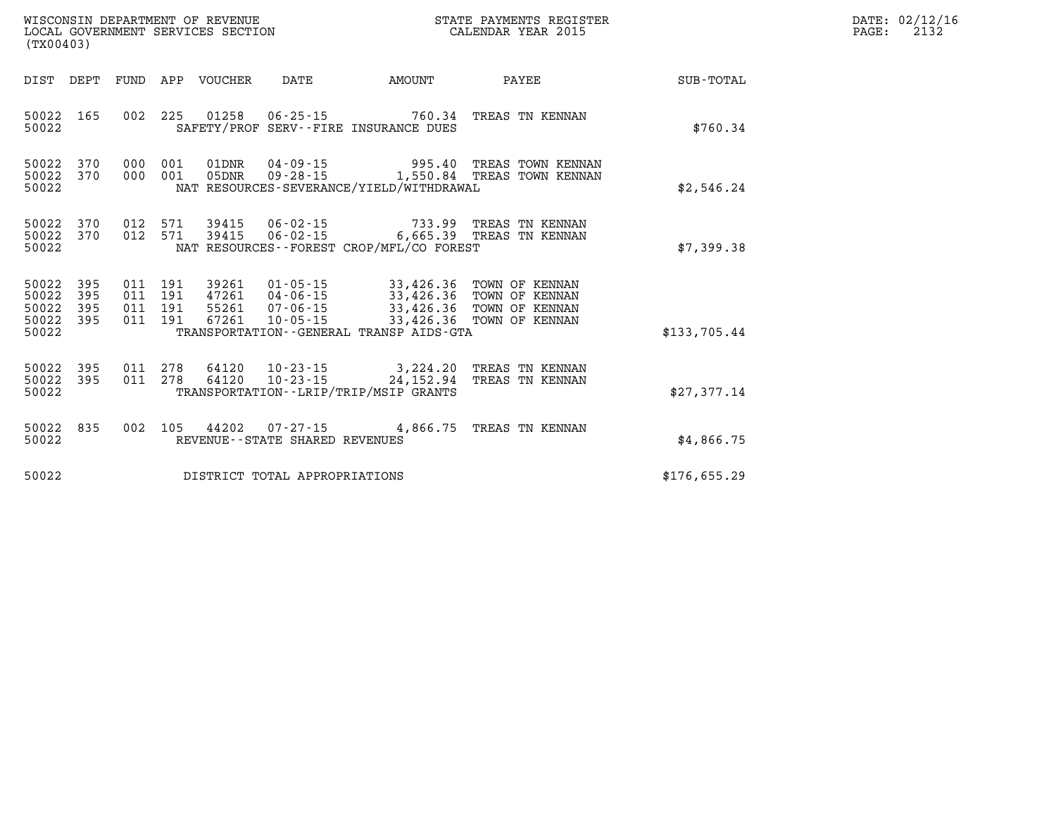WISCONSIN DEPARTMENT OF REVENUE
LOCAL GOVERNMENT SERVICES SECTION
(TX00403)

STATE PAYMENTS REGISTER
CALENDAR YEAR 2015

DATE: 02/12/16

| DIST | DEPT | FUND | APP | VOUCHER | DATE | AMOUNT | PAYEE | SUB-TOTAL |
|---|---|---|---|---|---|---|---|---|
| 50022 | 165 | 002 | 225 | 01258 | 06-25-15 | 760.34 | TREAS TN KENNAN | |
| 50022 | | | | SAFETY/PROF SERV--FIRE INSURANCE DUES | | | | $760.34 |
| 50022 | 370 | 000 | 001 | 01DNR | 04-09-15 | 995.40 | TREAS TOWN KENNAN | |
| 50022 | 370 | 000 | 001 | 05DNR | 09-28-15 | 1,550.84 | TREAS TOWN KENNAN | |
| 50022 | | | | NAT RESOURCES-SEVERANCE/YIELD/WITHDRAWAL | | | | $2,546.24 |
| 50022 | 370 | 012 | 571 | 39415 | 06-02-15 | 733.99 | TREAS TN KENNAN | |
| 50022 | 370 | 012 | 571 | 39415 | 06-02-15 | 6,665.39 | TREAS TN KENNAN | |
| 50022 | | | | NAT RESOURCES--FOREST CROP/MFL/CO FOREST | | | | $7,399.38 |
| 50022 | 395 | 011 | 191 | 39261 | 01-05-15 | 33,426.36 | TOWN OF KENNAN | |
| 50022 | 395 | 011 | 191 | 47261 | 04-06-15 | 33,426.36 | TOWN OF KENNAN | |
| 50022 | 395 | 011 | 191 | 55261 | 07-06-15 | 33,426.36 | TOWN OF KENNAN | |
| 50022 | 395 | 011 | 191 | 67261 | 10-05-15 | 33,426.36 | TOWN OF KENNAN | |
| 50022 | | | | TRANSPORTATION--GENERAL TRANSP AIDS-GTA | | | | $133,705.44 |
| 50022 | 395 | 011 | 278 | 64120 | 10-23-15 | 3,224.20 | TREAS TN KENNAN | |
| 50022 | 395 | 011 | 278 | 64120 | 10-23-15 | 24,152.94 | TREAS TN KENNAN | |
| 50022 | | | | TRANSPORTATION--LRIP/TRIP/MSIP GRANTS | | | | $27,377.14 |
| 50022 | 835 | 002 | 105 | 44202 | 07-27-15 | 4,866.75 | TREAS TN KENNAN | |
| 50022 | | | | REVENUE--STATE SHARED REVENUES | | | | $4,866.75 |
| 50022 | | | | DISTRICT TOTAL APPROPRIATIONS | | | | $176,655.29 |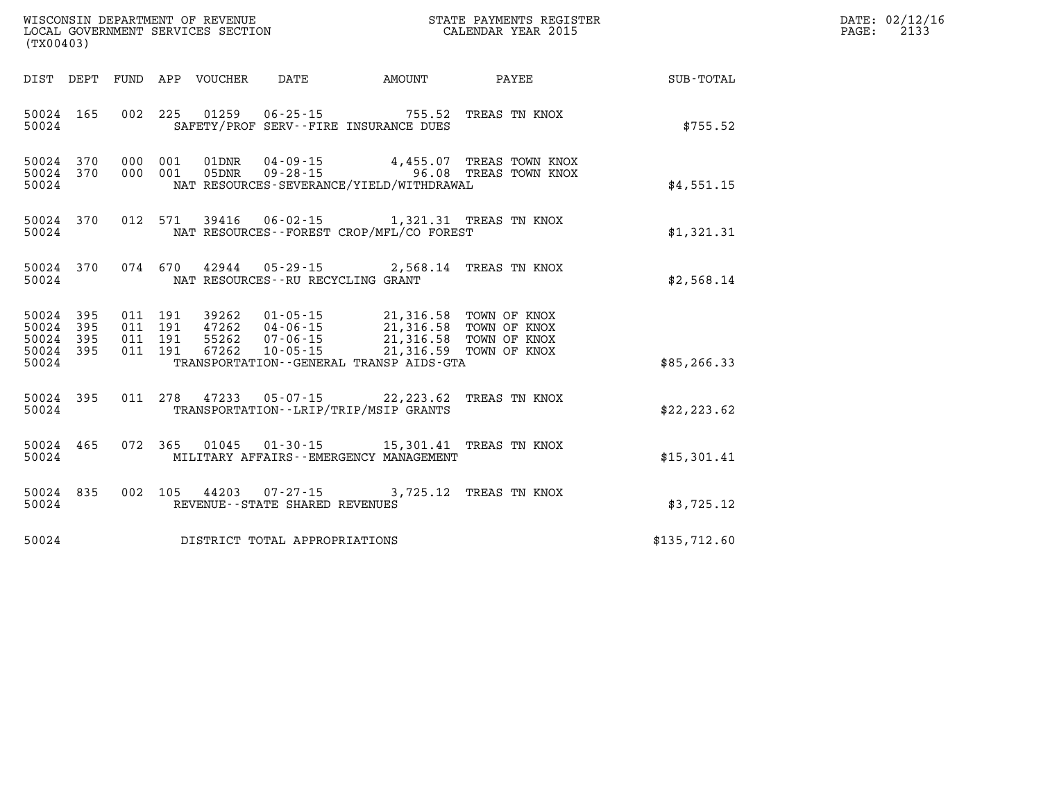WISCONSIN DEPARTMENT OF REVENUE
LOCAL GOVERNMENT SERVICES SECTION
(TX00403)

STATE PAYMENTS REGISTER
CALENDAR YEAR 2015

DATE: 02/12/16
PAGE: 2133

| DIST | DEPT | FUND | APP | VOUCHER | DATE | AMOUNT | PAYEE | SUB-TOTAL |
|---|---|---|---|---|---|---|---|---|
| 50024 | 165 | 002 | 225 | 01259 | 06-25-15 | 755.52 | TREAS TN KNOX | |
| 50024 | | | | SAFETY/PROF SERV--FIRE INSURANCE DUES | | | | $755.52 |
| 50024 | 370 | 000 | 001 | 01DNR | 04-09-15 | 4,455.07 | TREAS TOWN KNOX | |
| 50024 | 370 | 000 | 001 | 05DNR | 09-28-15 | 96.08 | TREAS TOWN KNOX | |
| 50024 | | | | NAT RESOURCES-SEVERANCE/YIELD/WITHDRAWAL | | | | $4,551.15 |
| 50024 | 370 | 012 | 571 | 39416 | 06-02-15 | 1,321.31 | TREAS TN KNOX | |
| 50024 | | | | NAT RESOURCES--FOREST CROP/MFL/CO FOREST | | | | $1,321.31 |
| 50024 | 370 | 074 | 670 | 42944 | 05-29-15 | 2,568.14 | TREAS TN KNOX | |
| 50024 | | | | NAT RESOURCES--RU RECYCLING GRANT | | | | $2,568.14 |
| 50024 | 395 | 011 | 191 | 39262 | 01-05-15 | 21,316.58 | TOWN OF KNOX | |
| 50024 | 395 | 011 | 191 | 47262 | 04-06-15 | 21,316.58 | TOWN OF KNOX | |
| 50024 | 395 | 011 | 191 | 55262 | 07-06-15 | 21,316.58 | TOWN OF KNOX | |
| 50024 | 395 | 011 | 191 | 67262 | 10-05-15 | 21,316.59 | TOWN OF KNOX | |
| 50024 | | | | TRANSPORTATION--GENERAL TRANSP AIDS-GTA | | | | $85,266.33 |
| 50024 | 395 | 011 | 278 | 47233 | 05-07-15 | 22,223.62 | TREAS TN KNOX | |
| 50024 | | | | TRANSPORTATION--LRIP/TRIP/MSIP GRANTS | | | | $22,223.62 |
| 50024 | 465 | 072 | 365 | 01045 | 01-30-15 | 15,301.41 | TREAS TN KNOX | |
| 50024 | | | | MILITARY AFFAIRS--EMERGENCY MANAGEMENT | | | | $15,301.41 |
| 50024 | 835 | 002 | 105 | 44203 | 07-27-15 | 3,725.12 | TREAS TN KNOX | |
| 50024 | | | | REVENUE--STATE SHARED REVENUES | | | | $3,725.12 |
| 50024 | | | | DISTRICT TOTAL APPROPRIATIONS | | | | $135,712.60 |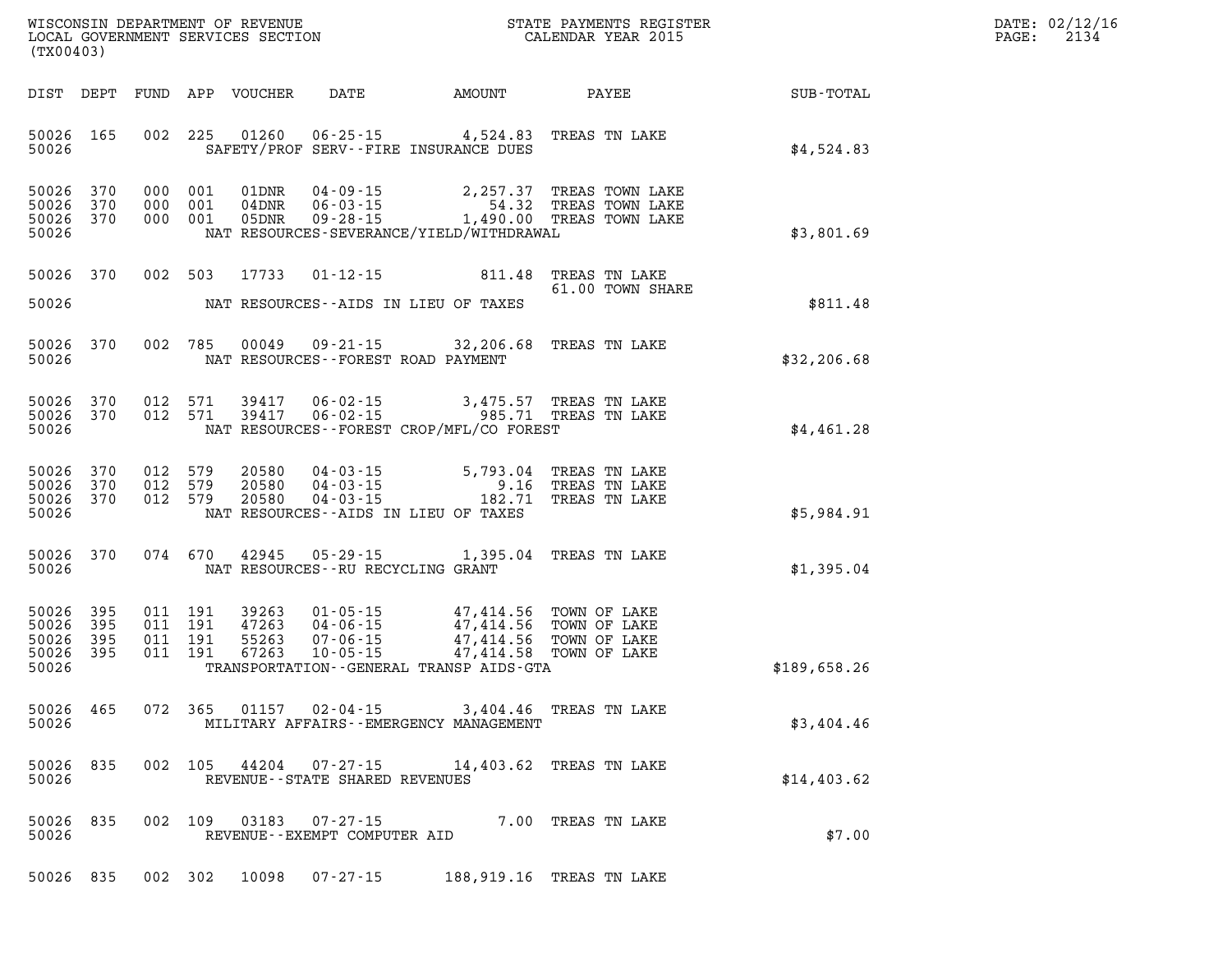WISCONSIN DEPARTMENT OF REVENUE
LOCAL GOVERNMENT SERVICES SECTION
(TX00403)

STATE PAYMENTS REGISTER
CALENDAR YEAR 2015

DATE: 02/12/16
PAGE: 2134

| DIST | DEPT | FUND | APP | VOUCHER | DATE | AMOUNT | PAYEE | SUB-TOTAL |
|---|---|---|---|---|---|---|---|---|
| 50026 | 165 | 002 | 225 | 01260 | 06-25-15 | 4,524.83 | TREAS TN LAKE | |
| 50026 | | | | | SAFETY/PROF SERV--FIRE INSURANCE DUES | | | $4,524.83 |
| 50026 | 370 | 000 | 001 | 01DNR | 04-09-15 | 2,257.37 | TREAS TOWN LAKE | |
| 50026 | 370 | 000 | 001 | 04DNR | 06-03-15 | 54.32 | TREAS TOWN LAKE | |
| 50026 | 370 | 000 | 001 | 05DNR | 09-28-15 | 1,490.00 | TREAS TOWN LAKE | |
| 50026 | | | | | NAT RESOURCES-SEVERANCE/YIELD/WITHDRAWAL | | | $3,801.69 |
| 50026 | 370 | 002 | 503 | 17733 | 01-12-15 | 811.48 | TREAS TN LAKE | |
| | | | | | | | 61.00 TOWN SHARE | |
| 50026 | | | | | NAT RESOURCES--AIDS IN LIEU OF TAXES | | | $811.48 |
| 50026 | 370 | 002 | 785 | 00049 | 09-21-15 | 32,206.68 | TREAS TN LAKE | |
| 50026 | | | | | NAT RESOURCES--FOREST ROAD PAYMENT | | | $32,206.68 |
| 50026 | 370 | 012 | 571 | 39417 | 06-02-15 | 3,475.57 | TREAS TN LAKE | |
| 50026 | 370 | 012 | 571 | 39417 | 06-02-15 | 985.71 | TREAS TN LAKE | |
| 50026 | | | | | NAT RESOURCES--FOREST CROP/MFL/CO FOREST | | | $4,461.28 |
| 50026 | 370 | 012 | 579 | 20580 | 04-03-15 | 5,793.04 | TREAS TN LAKE | |
| 50026 | 370 | 012 | 579 | 20580 | 04-03-15 | 9.16 | TREAS TN LAKE | |
| 50026 | 370 | 012 | 579 | 20580 | 04-03-15 | 182.71 | TREAS TN LAKE | |
| 50026 | | | | | NAT RESOURCES--AIDS IN LIEU OF TAXES | | | $5,984.91 |
| 50026 | 370 | 074 | 670 | 42945 | 05-29-15 | 1,395.04 | TREAS TN LAKE | |
| 50026 | | | | | NAT RESOURCES--RU RECYCLING GRANT | | | $1,395.04 |
| 50026 | 395 | 011 | 191 | 39263 | 01-05-15 | 47,414.56 | TOWN OF LAKE | |
| 50026 | 395 | 011 | 191 | 47263 | 04-06-15 | 47,414.56 | TOWN OF LAKE | |
| 50026 | 395 | 011 | 191 | 55263 | 07-06-15 | 47,414.56 | TOWN OF LAKE | |
| 50026 | 395 | 011 | 191 | 67263 | 10-05-15 | 47,414.58 | TOWN OF LAKE | |
| 50026 | | | | | TRANSPORTATION--GENERAL TRANSP AIDS-GTA | | | $189,658.26 |
| 50026 | 465 | 072 | 365 | 01157 | 02-04-15 | 3,404.46 | TREAS TN LAKE | |
| 50026 | | | | | MILITARY AFFAIRS--EMERGENCY MANAGEMENT | | | $3,404.46 |
| 50026 | 835 | 002 | 105 | 44204 | 07-27-15 | 14,403.62 | TREAS TN LAKE | |
| 50026 | | | | | REVENUE--STATE SHARED REVENUES | | | $14,403.62 |
| 50026 | 835 | 002 | 109 | 03183 | 07-27-15 | 7.00 | TREAS TN LAKE | |
| 50026 | | | | | REVENUE--EXEMPT COMPUTER AID | | | $7.00 |
| 50026 | 835 | 002 | 302 | 10098 | 07-27-15 | 188,919.16 | TREAS TN LAKE | |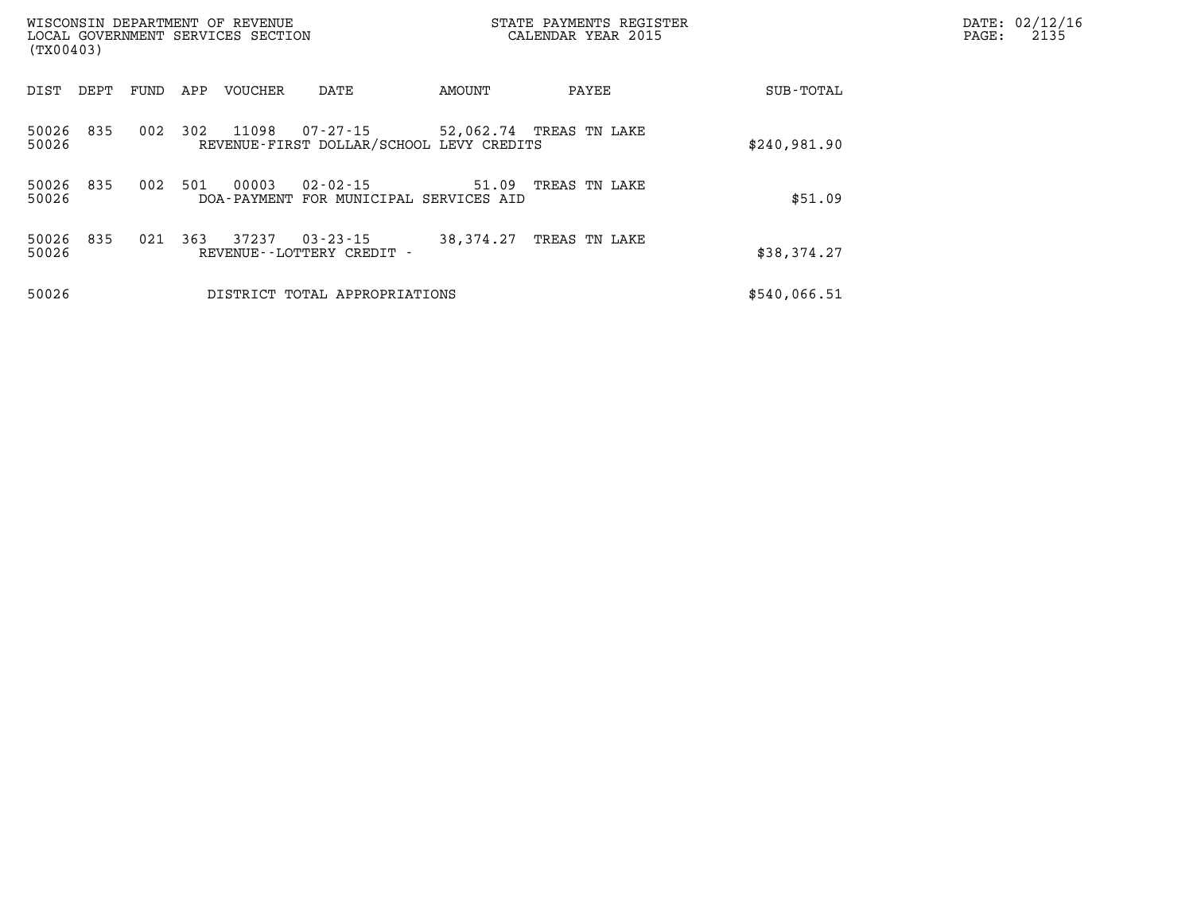WISCONSIN DEPARTMENT OF REVENUE
LOCAL GOVERNMENT SERVICES SECTION
(TX00403)

STATE PAYMENTS REGISTER
CALENDAR YEAR 2015

DATE: 02/12/16
PAGE: 2135

| DIST | DEPT | FUND | APP | VOUCHER | DATE | AMOUNT | PAYEE | SUB-TOTAL |
|---|---|---|---|---|---|---|---|---|
| 50026 | 835 | 002 | 302 | 11098 | 07-27-15 | 52,062.74 | TREAS TN LAKE | |
| 50026 | | | | REVENUE-FIRST DOLLAR/SCHOOL LEVY CREDITS | | | | $240,981.90 |
| 50026 | 835 | 002 | 501 | 00003 | 02-02-15 | 51.09 | TREAS TN LAKE | |
| 50026 | | | | DOA-PAYMENT FOR MUNICIPAL SERVICES AID | | | | $51.09 |
| 50026 | 835 | 021 | 363 | 37237 | 03-23-15 | 38,374.27 | TREAS TN LAKE | |
| 50026 | | | | REVENUE--LOTTERY CREDIT - | | | | $38,374.27 |
| 50026 | | | | DISTRICT TOTAL APPROPRIATIONS | | | | $540,066.51 |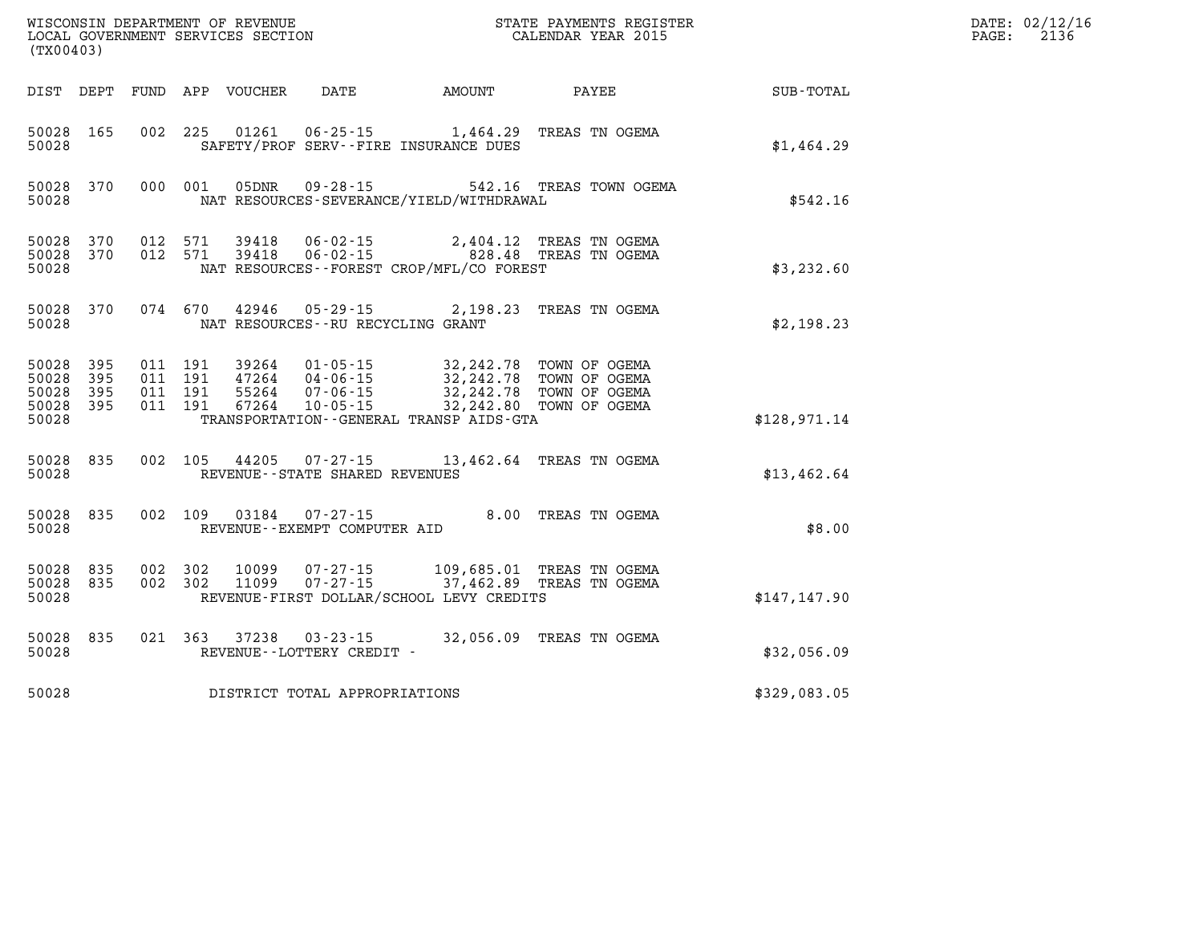WISCONSIN DEPARTMENT OF REVENUE
LOCAL GOVERNMENT SERVICES SECTION
(TX00403)

STATE PAYMENTS REGISTER
CALENDAR YEAR 2015

DATE: 02/12/16
PAGE: 2136

| DIST | DEPT | FUND | APP | VOUCHER | DATE | AMOUNT | PAYEE | SUB-TOTAL |
|---|---|---|---|---|---|---|---|---|
| 50028 | 165 | 002 | 225 | 01261 | 06-25-15 | 1,464.29 | TREAS TN OGEMA | |
| 50028 | | | | | SAFETY/PROF SERV--FIRE INSURANCE DUES | | | $1,464.29 |
| 50028 | 370 | 000 | 001 | 05DNR | 09-28-15 | 542.16 | TREAS TOWN OGEMA | |
| 50028 | | | | | NAT RESOURCES-SEVERANCE/YIELD/WITHDRAWAL | | | $542.16 |
| 50028 | 370 | 012 | 571 | 39418 | 06-02-15 | 2,404.12 | TREAS TN OGEMA | |
| 50028 | 370 | 012 | 571 | 39418 | 06-02-15 | 828.48 | TREAS TN OGEMA | |
| 50028 | | | | | NAT RESOURCES--FOREST CROP/MFL/CO FOREST | | | $3,232.60 |
| 50028 | 370 | 074 | 670 | 42946 | 05-29-15 | 2,198.23 | TREAS TN OGEMA | |
| 50028 | | | | | NAT RESOURCES--RU RECYCLING GRANT | | | $2,198.23 |
| 50028 | 395 | 011 | 191 | 39264 | 01-05-15 | 32,242.78 | TOWN OF OGEMA | |
| 50028 | 395 | 011 | 191 | 47264 | 04-06-15 | 32,242.78 | TOWN OF OGEMA | |
| 50028 | 395 | 011 | 191 | 55264 | 07-06-15 | 32,242.78 | TOWN OF OGEMA | |
| 50028 | 395 | 011 | 191 | 67264 | 10-05-15 | 32,242.80 | TOWN OF OGEMA | |
| 50028 | | | | | TRANSPORTATION--GENERAL TRANSP AIDS-GTA | | | $128,971.14 |
| 50028 | 835 | 002 | 105 | 44205 | 07-27-15 | 13,462.64 | TREAS TN OGEMA | |
| 50028 | | | | | REVENUE--STATE SHARED REVENUES | | | $13,462.64 |
| 50028 | 835 | 002 | 109 | 03184 | 07-27-15 | 8.00 | TREAS TN OGEMA | |
| 50028 | | | | | REVENUE--EXEMPT COMPUTER AID | | | $8.00 |
| 50028 | 835 | 002 | 302 | 10099 | 07-27-15 | 109,685.01 | TREAS TN OGEMA | |
| 50028 | 835 | 002 | 302 | 11099 | 07-27-15 | 37,462.89 | TREAS TN OGEMA | |
| 50028 | | | | | REVENUE-FIRST DOLLAR/SCHOOL LEVY CREDITS | | | $147,147.90 |
| 50028 | 835 | 021 | 363 | 37238 | 03-23-15 | 32,056.09 | TREAS TN OGEMA | |
| 50028 | | | | | REVENUE--LOTTERY CREDIT - | | | $32,056.09 |
| 50028 | | | | | DISTRICT TOTAL APPROPRIATIONS | | | $329,083.05 |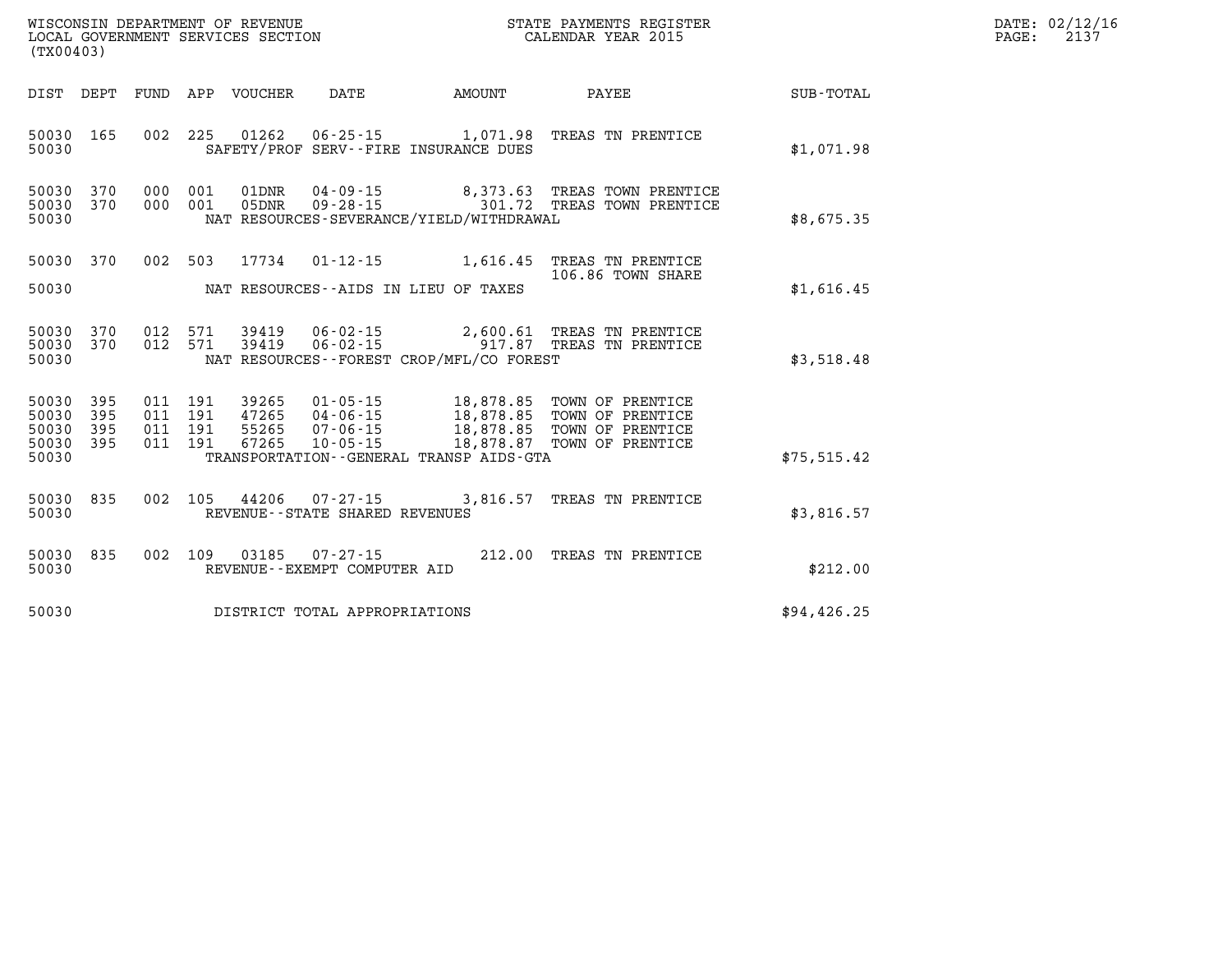WISCONSIN DEPARTMENT OF REVENUE
LOCAL GOVERNMENT SERVICES SECTION
(TX00403)

STATE PAYMENTS REGISTER
CALENDAR YEAR 2015

DATE: 02/12/16
PAGE: 2137

| DIST | DEPT | FUND | APP | VOUCHER | DATE | AMOUNT | PAYEE | SUB-TOTAL |
|---|---|---|---|---|---|---|---|---|
| 50030 | 165 | 002 | 225 | 01262 | 06-25-15 | 1,071.98 | TREAS TN PRENTICE | |
| 50030 | | | | SAFETY/PROF SERV--FIRE INSURANCE DUES | | | | $1,071.98 |
| 50030 | 370 | 000 | 001 | 01DNR | 04-09-15 | 8,373.63 | TREAS TOWN PRENTICE | |
| 50030 | 370 | 000 | 001 | 05DNR | 09-28-15 | 301.72 | TREAS TOWN PRENTICE | |
| 50030 | | | | NAT RESOURCES-SEVERANCE/YIELD/WITHDRAWAL | | | | $8,675.35 |
| 50030 | 370 | 002 | 503 | 17734 | 01-12-15 | 1,616.45 | TREAS TN PRENTICE 106.86 TOWN SHARE | |
| 50030 | | | | NAT RESOURCES--AIDS IN LIEU OF TAXES | | | | $1,616.45 |
| 50030 | 370 | 012 | 571 | 39419 | 06-02-15 | 2,600.61 | TREAS TN PRENTICE | |
| 50030 | 370 | 012 | 571 | 39419 | 06-02-15 | 917.87 | TREAS TN PRENTICE | |
| 50030 | | | | NAT RESOURCES--FOREST CROP/MFL/CO FOREST | | | | $3,518.48 |
| 50030 | 395 | 011 | 191 | 39265 | 01-05-15 | 18,878.85 | TOWN OF PRENTICE | |
| 50030 | 395 | 011 | 191 | 47265 | 04-06-15 | 18,878.85 | TOWN OF PRENTICE | |
| 50030 | 395 | 011 | 191 | 55265 | 07-06-15 | 18,878.85 | TOWN OF PRENTICE | |
| 50030 | 395 | 011 | 191 | 67265 | 10-05-15 | 18,878.87 | TOWN OF PRENTICE | |
| 50030 | | | | TRANSPORTATION--GENERAL TRANSP AIDS-GTA | | | | $75,515.42 |
| 50030 | 835 | 002 | 105 | 44206 | 07-27-15 | 3,816.57 | TREAS TN PRENTICE | |
| 50030 | | | | REVENUE--STATE SHARED REVENUES | | | | $3,816.57 |
| 50030 | 835 | 002 | 109 | 03185 | 07-27-15 | 212.00 | TREAS TN PRENTICE | |
| 50030 | | | | REVENUE--EXEMPT COMPUTER AID | | | | $212.00 |
| 50030 | | | | DISTRICT TOTAL APPROPRIATIONS | | | | $94,426.25 |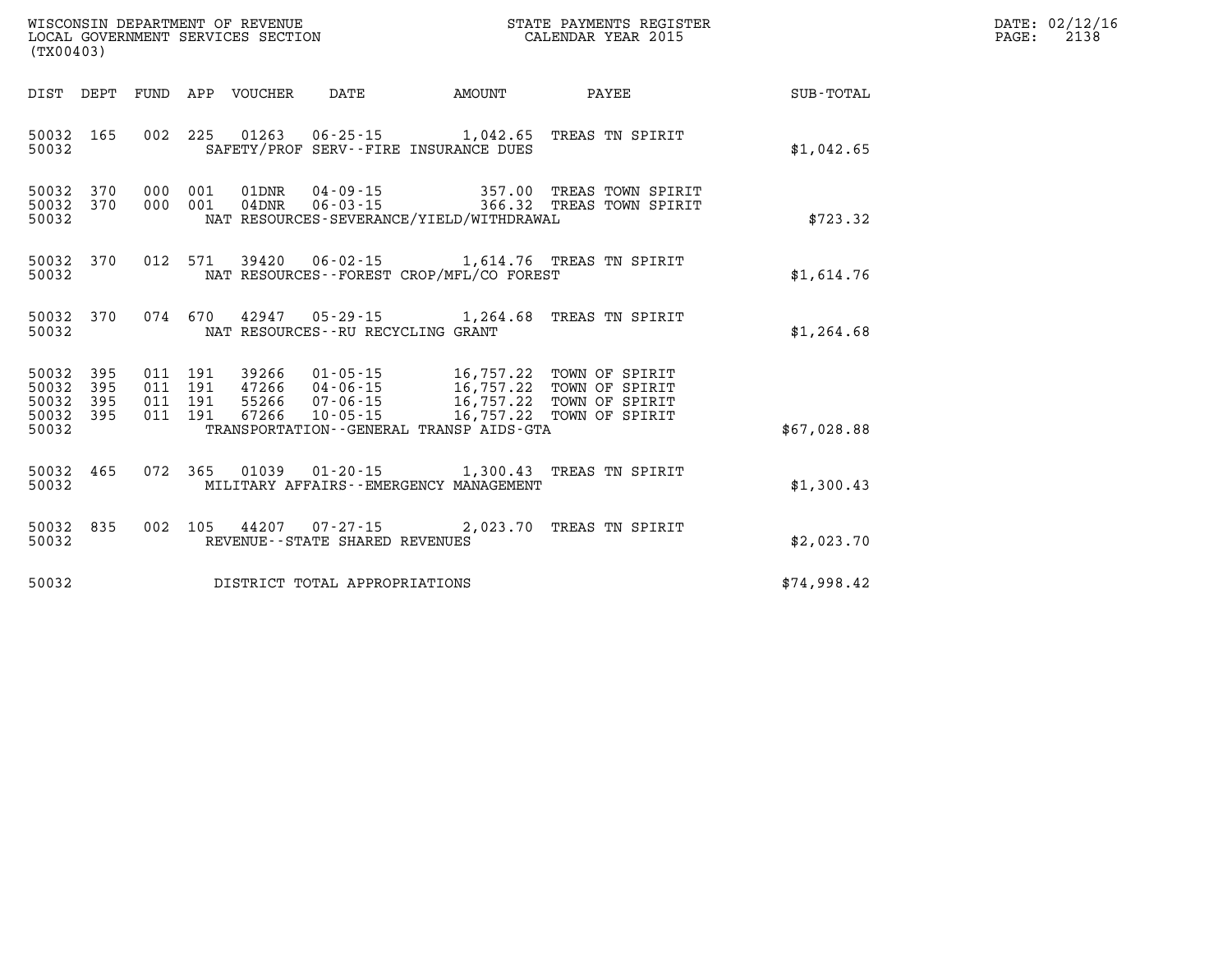WISCONSIN DEPARTMENT OF REVENUE
LOCAL GOVERNMENT SERVICES SECTION
(TX00403)

STATE PAYMENTS REGISTER
CALENDAR YEAR 2015

DATE: 02/12/16
PAGE: 2138

| DIST | DEPT | FUND | APP | VOUCHER | DATE | AMOUNT | PAYEE | SUB-TOTAL |
|---|---|---|---|---|---|---|---|---|
| 50032 | 165 | 002 | 225 | 01263 | 06-25-15 | 1,042.65 | TREAS TN SPIRIT | |
| 50032 | | | | | SAFETY/PROF SERV--FIRE INSURANCE DUES | | | $1,042.65 |
| 50032 | 370 | 000 | 001 | 01DNR | 04-09-15 | 357.00 | TREAS TOWN SPIRIT | |
| 50032 | 370 | 000 | 001 | 04DNR | 06-03-15 | 366.32 | TREAS TOWN SPIRIT | |
| 50032 | | | | | NAT RESOURCES-SEVERANCE/YIELD/WITHDRAWAL | | | $723.32 |
| 50032 | 370 | 012 | 571 | 39420 | 06-02-15 | 1,614.76 | TREAS TN SPIRIT | |
| 50032 | | | | | NAT RESOURCES--FOREST CROP/MFL/CO FOREST | | | $1,614.76 |
| 50032 | 370 | 074 | 670 | 42947 | 05-29-15 | 1,264.68 | TREAS TN SPIRIT | |
| 50032 | | | | | NAT RESOURCES--RU RECYCLING GRANT | | | $1,264.68 |
| 50032 | 395 | 011 | 191 | 39266 | 01-05-15 | 16,757.22 | TOWN OF SPIRIT | |
| 50032 | 395 | 011 | 191 | 47266 | 04-06-15 | 16,757.22 | TOWN OF SPIRIT | |
| 50032 | 395 | 011 | 191 | 55266 | 07-06-15 | 16,757.22 | TOWN OF SPIRIT | |
| 50032 | 395 | 011 | 191 | 67266 | 10-05-15 | 16,757.22 | TOWN OF SPIRIT | |
| 50032 | | | | | TRANSPORTATION--GENERAL TRANSP AIDS-GTA | | | $67,028.88 |
| 50032 | 465 | 072 | 365 | 01039 | 01-20-15 | 1,300.43 | TREAS TN SPIRIT | |
| 50032 | | | | | MILITARY AFFAIRS--EMERGENCY MANAGEMENT | | | $1,300.43 |
| 50032 | 835 | 002 | 105 | 44207 | 07-27-15 | 2,023.70 | TREAS TN SPIRIT | |
| 50032 | | | | | REVENUE--STATE SHARED REVENUES | | | $2,023.70 |
| 50032 | | | | | DISTRICT TOTAL APPROPRIATIONS | | | $74,998.42 |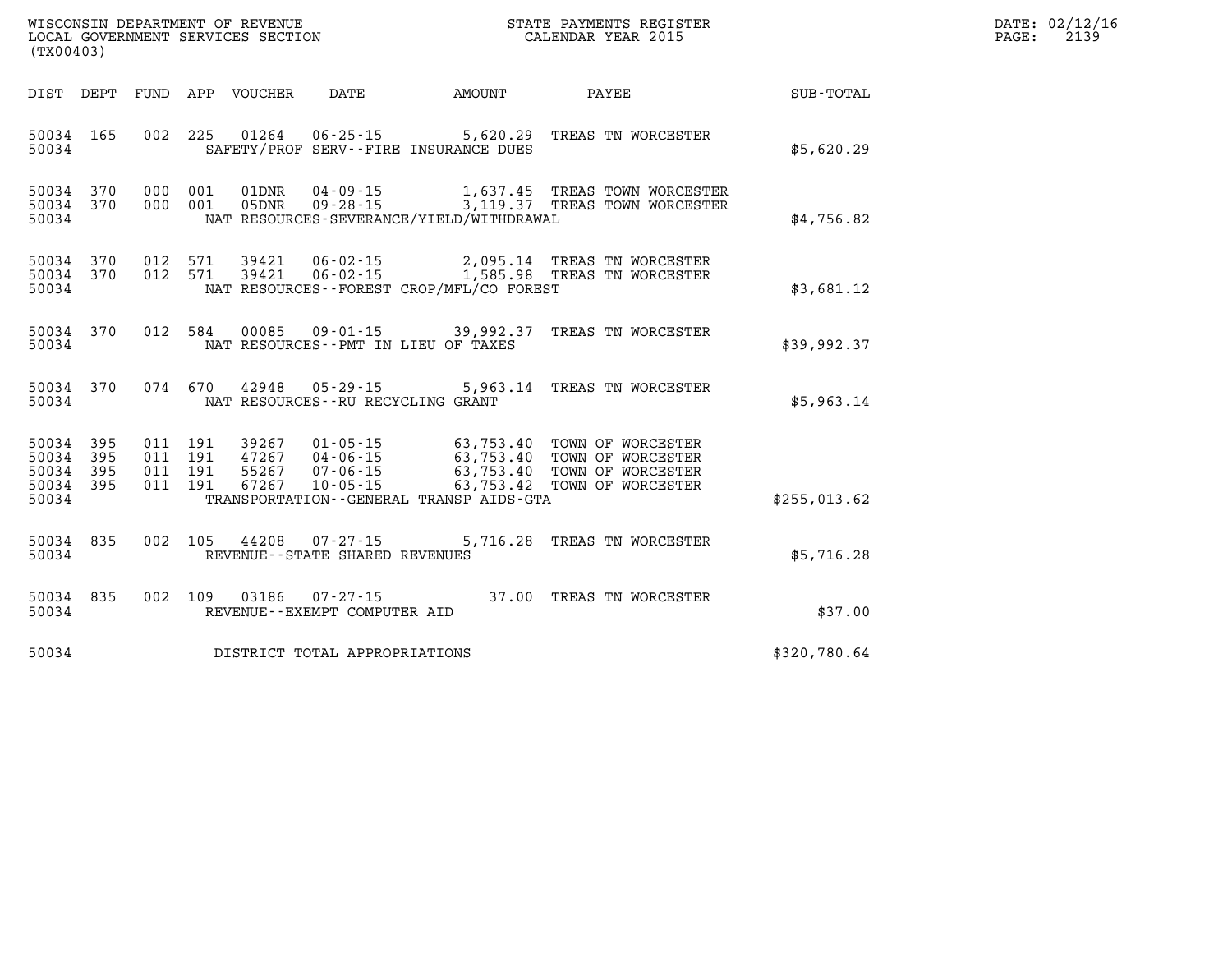WISCONSIN DEPARTMENT OF REVENUE
LOCAL GOVERNMENT SERVICES SECTION
(TX00403)

STATE PAYMENTS REGISTER
CALENDAR YEAR 2015

DATE: 02/12/16
PAGE: 2139

| DIST | DEPT | FUND | APP | VOUCHER | DATE | AMOUNT | PAYEE | SUB-TOTAL |
|---|---|---|---|---|---|---|---|---|
| 50034 | 165 | 002 | 225 | 01264 | 06-25-15 | 5,620.29 | TREAS TN WORCESTER | |
| 50034 | | | | SAFETY/PROF SERV--FIRE INSURANCE DUES | | | | $5,620.29 |
| 50034 | 370 | 000 | 001 | 01DNR | 04-09-15 | 1,637.45 | TREAS TOWN WORCESTER | |
| 50034 | 370 | 000 | 001 | 05DNR | 09-28-15 | 3,119.37 | TREAS TOWN WORCESTER | |
| 50034 | | | | NAT RESOURCES-SEVERANCE/YIELD/WITHDRAWAL | | | | $4,756.82 |
| 50034 | 370 | 012 | 571 | 39421 | 06-02-15 | 2,095.14 | TREAS TN WORCESTER | |
| 50034 | 370 | 012 | 571 | 39421 | 06-02-15 | 1,585.98 | TREAS TN WORCESTER | |
| 50034 | | | | NAT RESOURCES--FOREST CROP/MFL/CO FOREST | | | | $3,681.12 |
| 50034 | 370 | 012 | 584 | 00085 | 09-01-15 | 39,992.37 | TREAS TN WORCESTER | |
| 50034 | | | | NAT RESOURCES--PMT IN LIEU OF TAXES | | | | $39,992.37 |
| 50034 | 370 | 074 | 670 | 42948 | 05-29-15 | 5,963.14 | TREAS TN WORCESTER | |
| 50034 | | | | NAT RESOURCES--RU RECYCLING GRANT | | | | $5,963.14 |
| 50034 | 395 | 011 | 191 | 39267 | 01-05-15 | 63,753.40 | TOWN OF WORCESTER | |
| 50034 | 395 | 011 | 191 | 47267 | 04-06-15 | 63,753.40 | TOWN OF WORCESTER | |
| 50034 | 395 | 011 | 191 | 55267 | 07-06-15 | 63,753.40 | TOWN OF WORCESTER | |
| 50034 | 395 | 011 | 191 | 67267 | 10-05-15 | 63,753.42 | TOWN OF WORCESTER | |
| 50034 | | | | TRANSPORTATION--GENERAL TRANSP AIDS-GTA | | | | $255,013.62 |
| 50034 | 835 | 002 | 105 | 44208 | 07-27-15 | 5,716.28 | TREAS TN WORCESTER | |
| 50034 | | | | REVENUE--STATE SHARED REVENUES | | | | $5,716.28 |
| 50034 | 835 | 002 | 109 | 03186 | 07-27-15 | 37.00 | TREAS TN WORCESTER | |
| 50034 | | | | REVENUE--EXEMPT COMPUTER AID | | | | $37.00 |
| 50034 | | | | DISTRICT TOTAL APPROPRIATIONS | | | | $320,780.64 |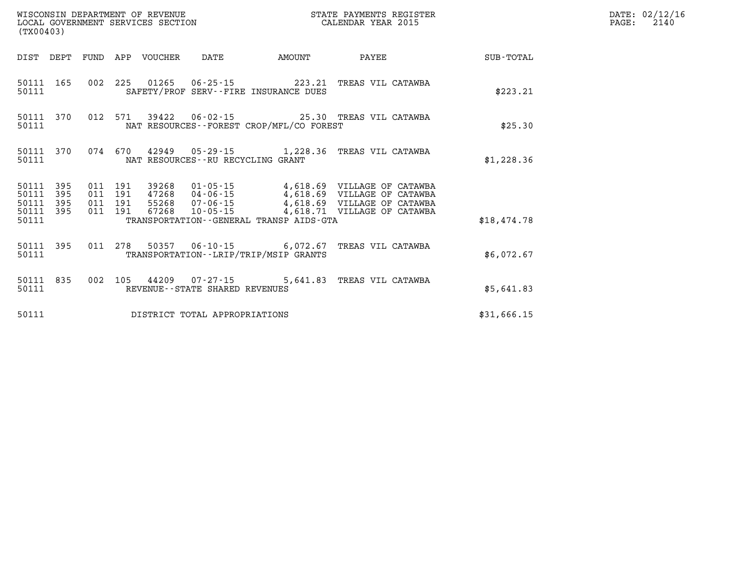WISCONSIN DEPARTMENT OF REVENUE
LOCAL GOVERNMENT SERVICES SECTION
(TX00403)

STATE PAYMENTS REGISTER
CALENDAR YEAR 2015

DATE: 02/12/16
PAGE: 2140

| DIST | DEPT | FUND | APP | VOUCHER | DATE | AMOUNT | PAYEE | SUB-TOTAL |
|---|---|---|---|---|---|---|---|---|
| 50111 | 165 | 002 | 225 | 01265 | 06-25-15 | 223.21 | TREAS VIL CATAWBA | |
| 50111 | | | | SAFETY/PROF SERV--FIRE INSURANCE DUES | | | | $223.21 |
| 50111 | 370 | 012 | 571 | 39422 | 06-02-15 | 25.30 | TREAS VIL CATAWBA | |
| 50111 | | | | NAT RESOURCES--FOREST CROP/MFL/CO FOREST | | | | $25.30 |
| 50111 | 370 | 074 | 670 | 42949 | 05-29-15 | 1,228.36 | TREAS VIL CATAWBA | |
| 50111 | | | | NAT RESOURCES--RU RECYCLING GRANT | | | | $1,228.36 |
| 50111 | 395 | 011 | 191 | 39268 | 01-05-15 | 4,618.69 | VILLAGE OF CATAWBA | |
| 50111 | 395 | 011 | 191 | 47268 | 04-06-15 | 4,618.69 | VILLAGE OF CATAWBA | |
| 50111 | 395 | 011 | 191 | 55268 | 07-06-15 | 4,618.69 | VILLAGE OF CATAWBA | |
| 50111 | 395 | 011 | 191 | 67268 | 10-05-15 | 4,618.71 | VILLAGE OF CATAWBA | |
| 50111 | | | | TRANSPORTATION--GENERAL TRANSP AIDS-GTA | | | | $18,474.78 |
| 50111 | 395 | 011 | 278 | 50357 | 06-10-15 | 6,072.67 | TREAS VIL CATAWBA | |
| 50111 | | | | TRANSPORTATION--LRIP/TRIP/MSIP GRANTS | | | | $6,072.67 |
| 50111 | 835 | 002 | 105 | 44209 | 07-27-15 | 5,641.83 | TREAS VIL CATAWBA | |
| 50111 | | | | REVENUE--STATE SHARED REVENUES | | | | $5,641.83 |
| 50111 | | | | DISTRICT TOTAL APPROPRIATIONS | | | | $31,666.15 |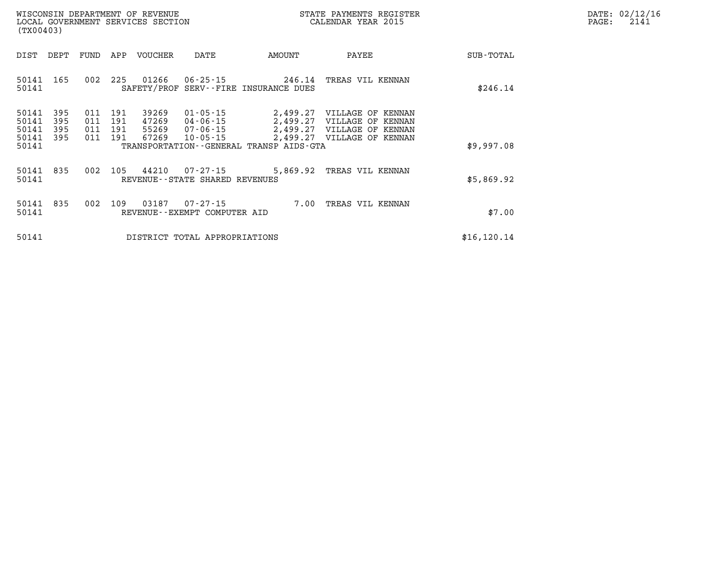WISCONSIN DEPARTMENT OF REVENUE
LOCAL GOVERNMENT SERVICES SECTION
(TX00403)

STATE PAYMENTS REGISTER
CALENDAR YEAR 2015

DATE: 02/12/16

| DIST | DEPT | FUND | APP | VOUCHER | DATE | AMOUNT | PAYEE | SUB-TOTAL |
|---|---|---|---|---|---|---|---|---|
| 50141 | 165 | 002 | 225 | 01266 | 06-25-15 | 246.14 | TREAS VIL KENNAN | |
| 50141 | | | | SAFETY/PROF SERV--FIRE INSURANCE DUES | | | | $246.14 |
| 50141 | 395 | 011 | 191 | 39269 | 01-05-15 | 2,499.27 | VILLAGE OF KENNAN | |
| 50141 | 395 | 011 | 191 | 47269 | 04-06-15 | 2,499.27 | VILLAGE OF KENNAN | |
| 50141 | 395 | 011 | 191 | 55269 | 07-06-15 | 2,499.27 | VILLAGE OF KENNAN | |
| 50141 | 395 | 011 | 191 | 67269 | 10-05-15 | 2,499.27 | VILLAGE OF KENNAN | |
| 50141 | | | | TRANSPORTATION--GENERAL TRANSP AIDS-GTA | | | | $9,997.08 |
| 50141 | 835 | 002 | 105 | 44210 | 07-27-15 | 5,869.92 | TREAS VIL KENNAN | |
| 50141 | | | | REVENUE--STATE SHARED REVENUES | | | | $5,869.92 |
| 50141 | 835 | 002 | 109 | 03187 | 07-27-15 | 7.00 | TREAS VIL KENNAN | |
| 50141 | | | | REVENUE--EXEMPT COMPUTER AID | | | | $7.00 |
| 50141 | | | | DISTRICT TOTAL APPROPRIATIONS | | | | $16,120.14 |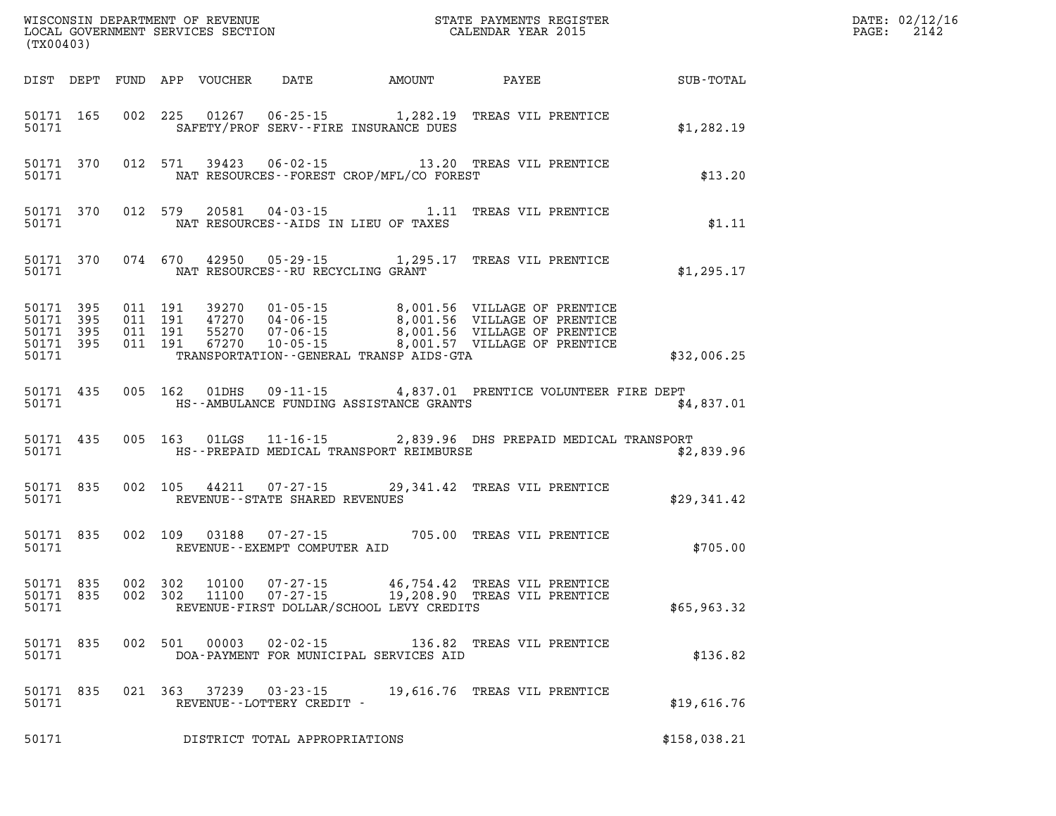WISCONSIN DEPARTMENT OF REVENUE
LOCAL GOVERNMENT SERVICES SECTION
(TX00403)

STATE PAYMENTS REGISTER
CALENDAR YEAR 2015

DATE: 02/12/16
PAGE: 2142

| DIST | DEPT | FUND | APP | VOUCHER | DATE | AMOUNT | PAYEE | SUB-TOTAL |
|---|---|---|---|---|---|---|---|---|
| 50171 | 165 | 002 | 225 | 01267 | 06-25-15 | 1,282.19 | TREAS VIL PRENTICE | |
| 50171 | | | | | SAFETY/PROF SERV--FIRE INSURANCE DUES | | | $1,282.19 |
| 50171 | 370 | 012 | 571 | 39423 | 06-02-15 | 13.20 | TREAS VIL PRENTICE | |
| 50171 | | | | | NAT RESOURCES--FOREST CROP/MFL/CO FOREST | | | $13.20 |
| 50171 | 370 | 012 | 579 | 20581 | 04-03-15 | 1.11 | TREAS VIL PRENTICE | |
| 50171 | | | | | NAT RESOURCES--AIDS IN LIEU OF TAXES | | | $1.11 |
| 50171 | 370 | 074 | 670 | 42950 | 05-29-15 | 1,295.17 | TREAS VIL PRENTICE | |
| 50171 | | | | | NAT RESOURCES--RU RECYCLING GRANT | | | $1,295.17 |
| 50171 | 395 | 011 | 191 | 39270 | 01-05-15 | 8,001.56 | VILLAGE OF PRENTICE | |
| 50171 | 395 | 011 | 191 | 47270 | 04-06-15 | 8,001.56 | VILLAGE OF PRENTICE | |
| 50171 | 395 | 011 | 191 | 55270 | 07-06-15 | 8,001.56 | VILLAGE OF PRENTICE | |
| 50171 | 395 | 011 | 191 | 67270 | 10-05-15 | 8,001.57 | VILLAGE OF PRENTICE | |
| 50171 | | | | | TRANSPORTATION--GENERAL TRANSP AIDS-GTA | | | $32,006.25 |
| 50171 | 435 | 005 | 162 | 01DHS | 09-11-15 | 4,837.01 | PRENTICE VOLUNTEER FIRE DEPT | |
| 50171 | | | | | HS--AMBULANCE FUNDING ASSISTANCE GRANTS | | | $4,837.01 |
| 50171 | 435 | 005 | 163 | 01LGS | 11-16-15 | 2,839.96 | DHS PREPAID MEDICAL TRANSPORT | |
| 50171 | | | | | HS--PREPAID MEDICAL TRANSPORT REIMBURSE | | | $2,839.96 |
| 50171 | 835 | 002 | 105 | 44211 | 07-27-15 | 29,341.42 | TREAS VIL PRENTICE | |
| 50171 | | | | | REVENUE--STATE SHARED REVENUES | | | $29,341.42 |
| 50171 | 835 | 002 | 109 | 03188 | 07-27-15 | 705.00 | TREAS VIL PRENTICE | |
| 50171 | | | | | REVENUE--EXEMPT COMPUTER AID | | | $705.00 |
| 50171 | 835 | 002 | 302 | 10100 | 07-27-15 | 46,754.42 | TREAS VIL PRENTICE | |
| 50171 | 835 | 002 | 302 | 11100 | 07-27-15 | 19,208.90 | TREAS VIL PRENTICE | |
| 50171 | | | | | REVENUE-FIRST DOLLAR/SCHOOL LEVY CREDITS | | | $65,963.32 |
| 50171 | 835 | 002 | 501 | 00003 | 02-02-15 | 136.82 | TREAS VIL PRENTICE | |
| 50171 | | | | | DOA-PAYMENT FOR MUNICIPAL SERVICES AID | | | $136.82 |
| 50171 | 835 | 021 | 363 | 37239 | 03-23-15 | 19,616.76 | TREAS VIL PRENTICE | |
| 50171 | | | | | REVENUE--LOTTERY CREDIT - | | | $19,616.76 |
| 50171 | | | | | DISTRICT TOTAL APPROPRIATIONS | | | $158,038.21 |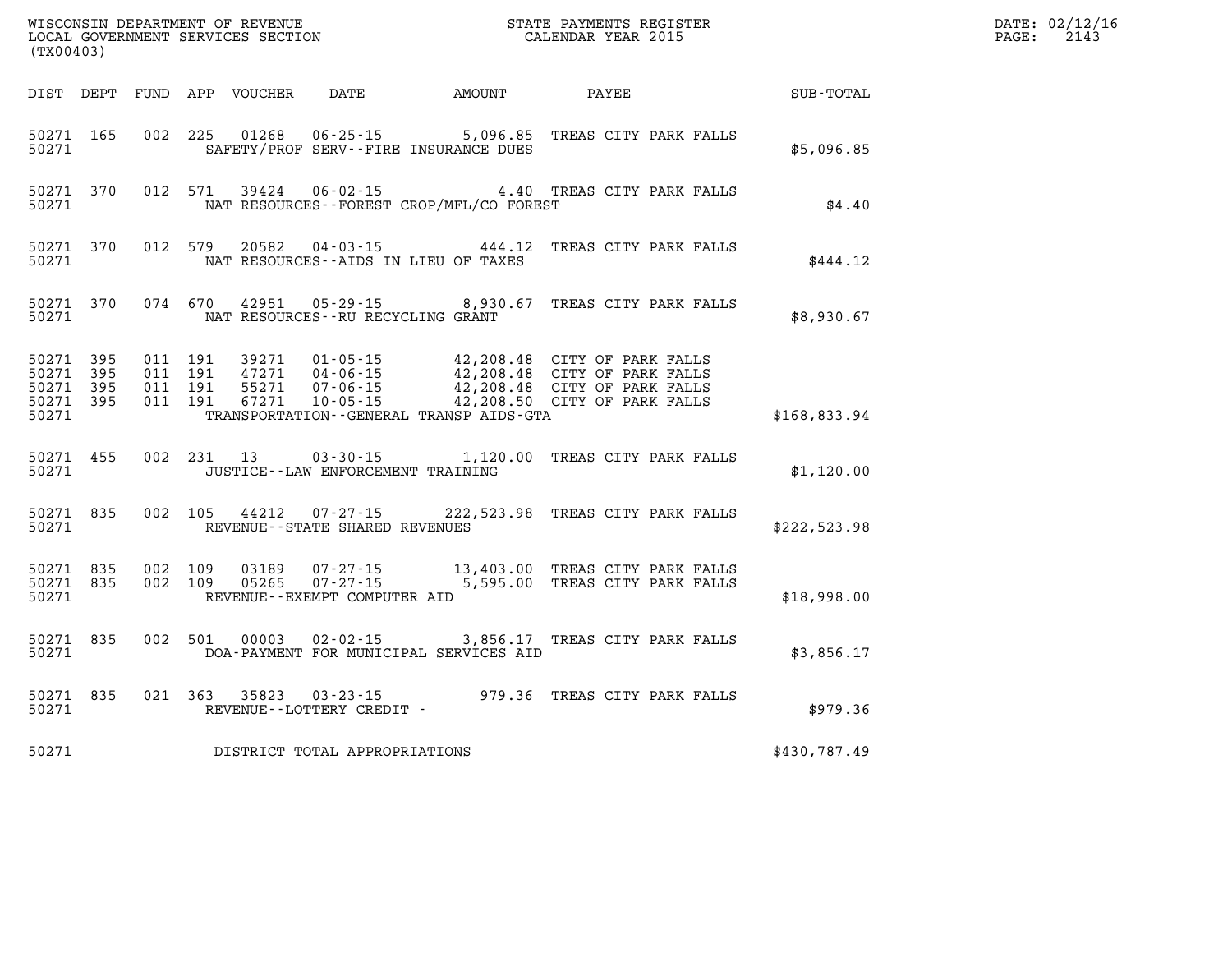WISCONSIN DEPARTMENT OF REVENUE
LOCAL GOVERNMENT SERVICES SECTION
(TX00403)

STATE PAYMENTS REGISTER
CALENDAR YEAR 2015

DATE: 02/12/16

| DIST | DEPT | FUND | APP | VOUCHER | DATE | AMOUNT | PAYEE | SUB-TOTAL |
|---|---|---|---|---|---|---|---|---|
| 50271 | 165 | 002 | 225 | 01268 | 06-25-15 | 5,096.85 | TREAS CITY PARK FALLS | |
| 50271 | | | | | SAFETY/PROF SERV--FIRE INSURANCE DUES | | | $5,096.85 |
| 50271 | 370 | 012 | 571 | 39424 | 06-02-15 | 4.40 | TREAS CITY PARK FALLS | |
| 50271 | | | | | NAT RESOURCES--FOREST CROP/MFL/CO FOREST | | | $4.40 |
| 50271 | 370 | 012 | 579 | 20582 | 04-03-15 | 444.12 | TREAS CITY PARK FALLS | |
| 50271 | | | | | NAT RESOURCES--AIDS IN LIEU OF TAXES | | | $444.12 |
| 50271 | 370 | 074 | 670 | 42951 | 05-29-15 | 8,930.67 | TREAS CITY PARK FALLS | |
| 50271 | | | | | NAT RESOURCES--RU RECYCLING GRANT | | | $8,930.67 |
| 50271 | 395 | 011 | 191 | 39271 | 01-05-15 | 42,208.48 | CITY OF PARK FALLS | |
| 50271 | 395 | 011 | 191 | 47271 | 04-06-15 | 42,208.48 | CITY OF PARK FALLS | |
| 50271 | 395 | 011 | 191 | 55271 | 07-06-15 | 42,208.48 | CITY OF PARK FALLS | |
| 50271 | 395 | 011 | 191 | 67271 | 10-05-15 | 42,208.50 | CITY OF PARK FALLS | |
| 50271 | | | | | TRANSPORTATION--GENERAL TRANSP AIDS-GTA | | | $168,833.94 |
| 50271 | 455 | 002 | 231 | 13 | 03-30-15 | 1,120.00 | TREAS CITY PARK FALLS | |
| 50271 | | | | | JUSTICE--LAW ENFORCEMENT TRAINING | | | $1,120.00 |
| 50271 | 835 | 002 | 105 | 44212 | 07-27-15 | 222,523.98 | TREAS CITY PARK FALLS | |
| 50271 | | | | | REVENUE--STATE SHARED REVENUES | | | $222,523.98 |
| 50271 | 835 | 002 | 109 | 03189 | 07-27-15 | 13,403.00 | TREAS CITY PARK FALLS | |
| 50271 | 835 | 002 | 109 | 05265 | 07-27-15 | 5,595.00 | TREAS CITY PARK FALLS | |
| 50271 | | | | | REVENUE--EXEMPT COMPUTER AID | | | $18,998.00 |
| 50271 | 835 | 002 | 501 | 00003 | 02-02-15 | 3,856.17 | TREAS CITY PARK FALLS | |
| 50271 | | | | | DOA-PAYMENT FOR MUNICIPAL SERVICES AID | | | $3,856.17 |
| 50271 | 835 | 021 | 363 | 35823 | 03-23-15 | 979.36 | TREAS CITY PARK FALLS | |
| 50271 | | | | | REVENUE--LOTTERY CREDIT - | | | $979.36 |
| 50271 | | | | | DISTRICT TOTAL APPROPRIATIONS | | | $430,787.49 |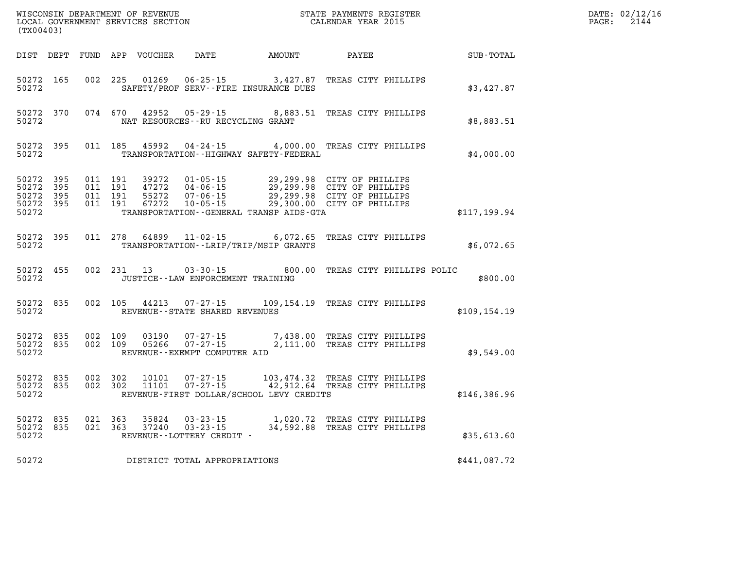WISCONSIN DEPARTMENT OF REVENUE
LOCAL GOVERNMENT SERVICES SECTION
(TX00403)

STATE PAYMENTS REGISTER
CALENDAR YEAR 2015

DATE: 02/12/16
PAGE: 2144

| DIST | DEPT | FUND | APP | VOUCHER | DATE | AMOUNT | PAYEE | SUB-TOTAL |
|---|---|---|---|---|---|---|---|---|
| 50272 | 165 | 002 | 225 | 01269 | 06-25-15 | 3,427.87 | TREAS CITY PHILLIPS | |
| 50272 | | | | | SAFETY/PROF SERV--FIRE INSURANCE DUES | | | $3,427.87 |
| 50272 | 370 | 074 | 670 | 42952 | 05-29-15 | 8,883.51 | TREAS CITY PHILLIPS | |
| 50272 | | | | | NAT RESOURCES--RU RECYCLING GRANT | | | $8,883.51 |
| 50272 | 395 | 011 | 185 | 45992 | 04-24-15 | 4,000.00 | TREAS CITY PHILLIPS | |
| 50272 | | | | | TRANSPORTATION--HIGHWAY SAFETY-FEDERAL | | | $4,000.00 |
| 50272 | 395 | 011 | 191 | 39272 | 01-05-15 | 29,299.98 | CITY OF PHILLIPS | |
| 50272 | 395 | 011 | 191 | 47272 | 04-06-15 | 29,299.98 | CITY OF PHILLIPS | |
| 50272 | 395 | 011 | 191 | 55272 | 07-06-15 | 29,299.98 | CITY OF PHILLIPS | |
| 50272 | 395 | 011 | 191 | 67272 | 10-05-15 | 29,300.00 | CITY OF PHILLIPS | |
| 50272 | | | | | TRANSPORTATION--GENERAL TRANSP AIDS-GTA | | | $117,199.94 |
| 50272 | 395 | 011 | 278 | 64899 | 11-02-15 | 6,072.65 | TREAS CITY PHILLIPS | |
| 50272 | | | | | TRANSPORTATION--LRIP/TRIP/MSIP GRANTS | | | $6,072.65 |
| 50272 | 455 | 002 | 231 | 13 | 03-30-15 | 800.00 | TREAS CITY PHILLIPS POLIC | |
| 50272 | | | | | JUSTICE--LAW ENFORCEMENT TRAINING | | | $800.00 |
| 50272 | 835 | 002 | 105 | 44213 | 07-27-15 | 109,154.19 | TREAS CITY PHILLIPS | |
| 50272 | | | | | REVENUE--STATE SHARED REVENUES | | | $109,154.19 |
| 50272 | 835 | 002 | 109 | 03190 | 07-27-15 | 7,438.00 | TREAS CITY PHILLIPS | |
| 50272 | 835 | 002 | 109 | 05266 | 07-27-15 | 2,111.00 | TREAS CITY PHILLIPS | |
| 50272 | | | | | REVENUE--EXEMPT COMPUTER AID | | | $9,549.00 |
| 50272 | 835 | 002 | 302 | 10101 | 07-27-15 | 103,474.32 | TREAS CITY PHILLIPS | |
| 50272 | 835 | 002 | 302 | 11101 | 07-27-15 | 42,912.64 | TREAS CITY PHILLIPS | |
| 50272 | | | | | REVENUE-FIRST DOLLAR/SCHOOL LEVY CREDITS | | | $146,386.96 |
| 50272 | 835 | 021 | 363 | 35824 | 03-23-15 | 1,020.72 | TREAS CITY PHILLIPS | |
| 50272 | 835 | 021 | 363 | 37240 | 03-23-15 | 34,592.88 | TREAS CITY PHILLIPS | |
| 50272 | | | | | REVENUE--LOTTERY CREDIT - | | | $35,613.60 |
| 50272 | | | | | DISTRICT TOTAL APPROPRIATIONS | | | $441,087.72 |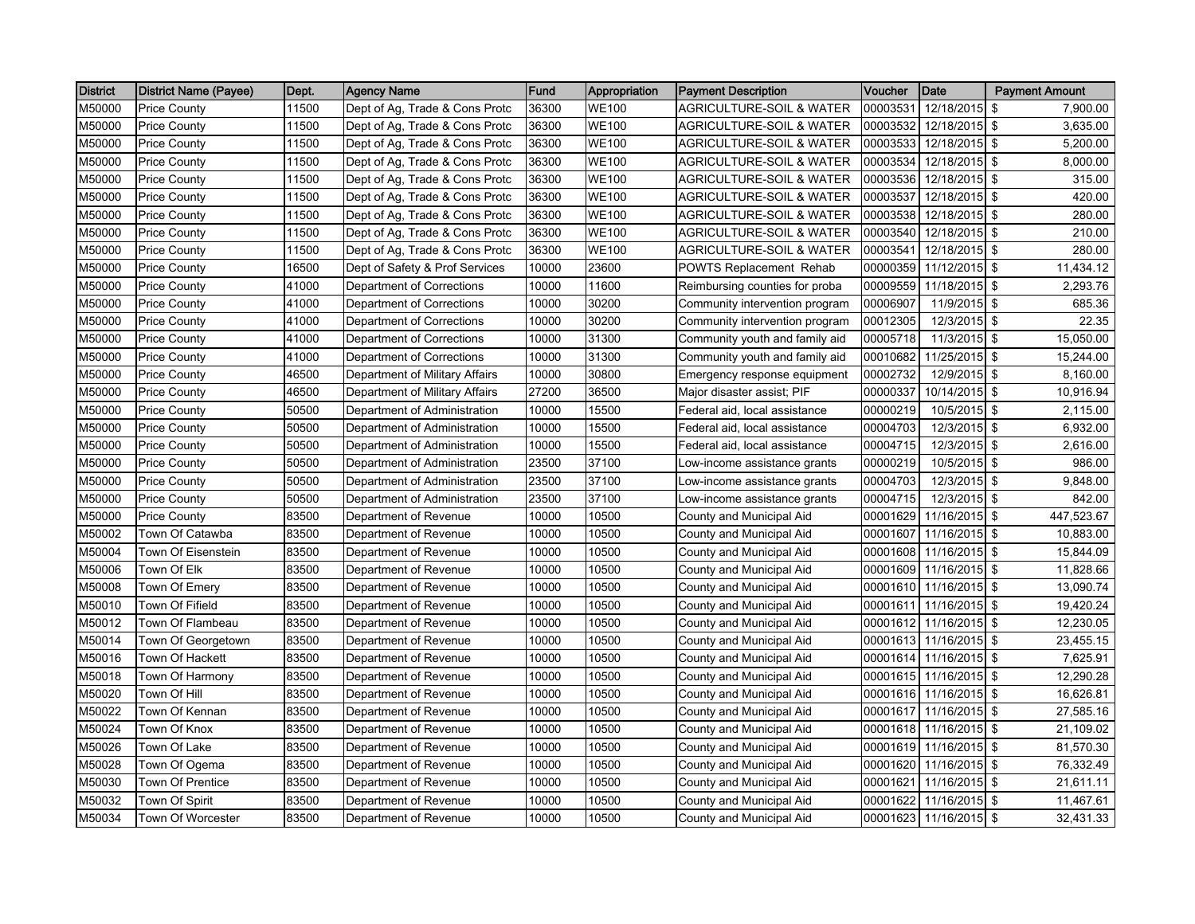| District | District Name (Payee) | Dept. | Agency Name | Fund | Appropriation | Payment Description | Voucher | Date | Payment Amount |
|---|---|---|---|---|---|---|---|---|---|
| M50000 | Price County | 11500 | Dept of Ag, Trade & Cons Protc | 36300 | WE100 | AGRICULTURE-SOIL & WATER | 00003531 | 12/18/2015 | $ 7,900.00 |
| M50000 | Price County | 11500 | Dept of Ag, Trade & Cons Protc | 36300 | WE100 | AGRICULTURE-SOIL & WATER | 00003532 | 12/18/2015 | $ 3,635.00 |
| M50000 | Price County | 11500 | Dept of Ag, Trade & Cons Protc | 36300 | WE100 | AGRICULTURE-SOIL & WATER | 00003533 | 12/18/2015 | $ 5,200.00 |
| M50000 | Price County | 11500 | Dept of Ag, Trade & Cons Protc | 36300 | WE100 | AGRICULTURE-SOIL & WATER | 00003534 | 12/18/2015 | $ 8,000.00 |
| M50000 | Price County | 11500 | Dept of Ag, Trade & Cons Protc | 36300 | WE100 | AGRICULTURE-SOIL & WATER | 00003536 | 12/18/2015 | $ 315.00 |
| M50000 | Price County | 11500 | Dept of Ag, Trade & Cons Protc | 36300 | WE100 | AGRICULTURE-SOIL & WATER | 00003537 | 12/18/2015 | $ 420.00 |
| M50000 | Price County | 11500 | Dept of Ag, Trade & Cons Protc | 36300 | WE100 | AGRICULTURE-SOIL & WATER | 00003538 | 12/18/2015 | $ 280.00 |
| M50000 | Price County | 11500 | Dept of Ag, Trade & Cons Protc | 36300 | WE100 | AGRICULTURE-SOIL & WATER | 00003540 | 12/18/2015 | $ 210.00 |
| M50000 | Price County | 11500 | Dept of Ag, Trade & Cons Protc | 36300 | WE100 | AGRICULTURE-SOIL & WATER | 00003541 | 12/18/2015 | $ 280.00 |
| M50000 | Price County | 16500 | Dept of Safety & Prof Services | 10000 | 23600 | POWTS Replacement Rehab | 00000359 | 11/12/2015 | $ 11,434.12 |
| M50000 | Price County | 41000 | Department of Corrections | 10000 | 11600 | Reimbursing counties for proba | 00009559 | 11/18/2015 | $ 2,293.76 |
| M50000 | Price County | 41000 | Department of Corrections | 10000 | 30200 | Community intervention program | 00006907 | 11/9/2015 | $ 685.36 |
| M50000 | Price County | 41000 | Department of Corrections | 10000 | 30200 | Community intervention program | 00012305 | 12/3/2015 | $ 22.35 |
| M50000 | Price County | 41000 | Department of Corrections | 10000 | 31300 | Community youth and family aid | 00005718 | 11/3/2015 | $ 15,050.00 |
| M50000 | Price County | 41000 | Department of Corrections | 10000 | 31300 | Community youth and family aid | 00010682 | 11/25/2015 | $ 15,244.00 |
| M50000 | Price County | 46500 | Department of Military Affairs | 10000 | 30800 | Emergency response equipment | 00002732 | 12/9/2015 | $ 8,160.00 |
| M50000 | Price County | 46500 | Department of Military Affairs | 27200 | 36500 | Major disaster assist; PIF | 00000337 | 10/14/2015 | $ 10,916.94 |
| M50000 | Price County | 50500 | Department of Administration | 10000 | 15500 | Federal aid, local assistance | 00000219 | 10/5/2015 | $ 2,115.00 |
| M50000 | Price County | 50500 | Department of Administration | 10000 | 15500 | Federal aid, local assistance | 00004703 | 12/3/2015 | $ 6,932.00 |
| M50000 | Price County | 50500 | Department of Administration | 10000 | 15500 | Federal aid, local assistance | 00004715 | 12/3/2015 | $ 2,616.00 |
| M50000 | Price County | 50500 | Department of Administration | 23500 | 37100 | Low-income assistance grants | 00000219 | 10/5/2015 | $ 986.00 |
| M50000 | Price County | 50500 | Department of Administration | 23500 | 37100 | Low-income assistance grants | 00004703 | 12/3/2015 | $ 9,848.00 |
| M50000 | Price County | 50500 | Department of Administration | 23500 | 37100 | Low-income assistance grants | 00004715 | 12/3/2015 | $ 842.00 |
| M50000 | Price County | 83500 | Department of Revenue | 10000 | 10500 | County and Municipal Aid | 00001629 | 11/16/2015 | $ 447,523.67 |
| M50002 | Town Of Catawba | 83500 | Department of Revenue | 10000 | 10500 | County and Municipal Aid | 00001607 | 11/16/2015 | $ 10,883.00 |
| M50004 | Town Of Eisenstein | 83500 | Department of Revenue | 10000 | 10500 | County and Municipal Aid | 00001608 | 11/16/2015 | $ 15,844.09 |
| M50006 | Town Of Elk | 83500 | Department of Revenue | 10000 | 10500 | County and Municipal Aid | 00001609 | 11/16/2015 | $ 11,828.66 |
| M50008 | Town Of Emery | 83500 | Department of Revenue | 10000 | 10500 | County and Municipal Aid | 00001610 | 11/16/2015 | $ 13,090.74 |
| M50010 | Town Of Fifield | 83500 | Department of Revenue | 10000 | 10500 | County and Municipal Aid | 00001611 | 11/16/2015 | $ 19,420.24 |
| M50012 | Town Of Flambeau | 83500 | Department of Revenue | 10000 | 10500 | County and Municipal Aid | 00001612 | 11/16/2015 | $ 12,230.05 |
| M50014 | Town Of Georgetown | 83500 | Department of Revenue | 10000 | 10500 | County and Municipal Aid | 00001613 | 11/16/2015 | $ 23,455.15 |
| M50016 | Town Of Hackett | 83500 | Department of Revenue | 10000 | 10500 | County and Municipal Aid | 00001614 | 11/16/2015 | $ 7,625.91 |
| M50018 | Town Of Harmony | 83500 | Department of Revenue | 10000 | 10500 | County and Municipal Aid | 00001615 | 11/16/2015 | $ 12,290.28 |
| M50020 | Town Of Hill | 83500 | Department of Revenue | 10000 | 10500 | County and Municipal Aid | 00001616 | 11/16/2015 | $ 16,626.81 |
| M50022 | Town Of Kennan | 83500 | Department of Revenue | 10000 | 10500 | County and Municipal Aid | 00001617 | 11/16/2015 | $ 27,585.16 |
| M50024 | Town Of Knox | 83500 | Department of Revenue | 10000 | 10500 | County and Municipal Aid | 00001618 | 11/16/2015 | $ 21,109.02 |
| M50026 | Town Of Lake | 83500 | Department of Revenue | 10000 | 10500 | County and Municipal Aid | 00001619 | 11/16/2015 | $ 81,570.30 |
| M50028 | Town Of Ogema | 83500 | Department of Revenue | 10000 | 10500 | County and Municipal Aid | 00001620 | 11/16/2015 | $ 76,332.49 |
| M50030 | Town Of Prentice | 83500 | Department of Revenue | 10000 | 10500 | County and Municipal Aid | 00001621 | 11/16/2015 | $ 21,611.11 |
| M50032 | Town Of Spirit | 83500 | Department of Revenue | 10000 | 10500 | County and Municipal Aid | 00001622 | 11/16/2015 | $ 11,467.61 |
| M50034 | Town Of Worcester | 83500 | Department of Revenue | 10000 | 10500 | County and Municipal Aid | 00001623 | 11/16/2015 | $ 32,431.33 |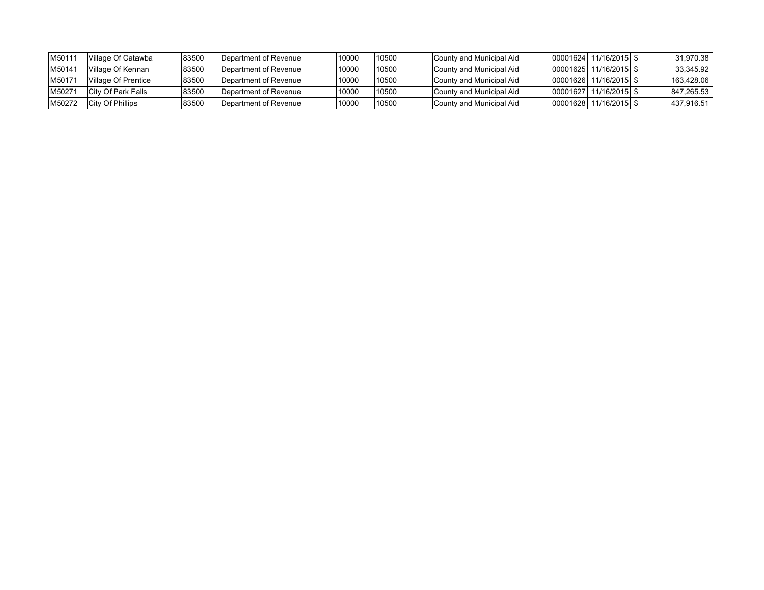| | | | | | | | | | | |
|---|---|---|---|---|---|---|---|---|---|---|
| M50111 | Village Of Catawba | 83500 | Department of Revenue | 10000 | 10500 | County and Municipal Aid | 00001624 | 11/16/2015 | $ | 31,970.38 |
| M50141 | Village Of Kennan | 83500 | Department of Revenue | 10000 | 10500 | County and Municipal Aid | 00001625 | 11/16/2015 | $ | 33,345.92 |
| M50171 | Village Of Prentice | 83500 | Department of Revenue | 10000 | 10500 | County and Municipal Aid | 00001626 | 11/16/2015 | $ | 163,428.06 |
| M50271 | City Of Park Falls | 83500 | Department of Revenue | 10000 | 10500 | County and Municipal Aid | 00001627 | 11/16/2015 | $ | 847,265.53 |
| M50272 | City Of Phillips | 83500 | Department of Revenue | 10000 | 10500 | County and Municipal Aid | 00001628 | 11/16/2015 | $ | 437,916.51 |